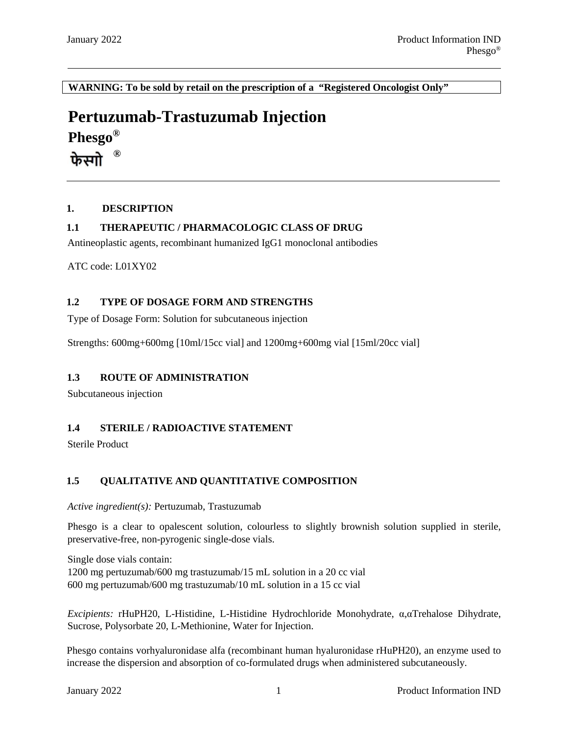**WARNING: To be sold by retail on the prescription of a "Registered Oncologist Only"**

# Pertuzumab-Trastuzumab Injection

**Phesgo®**

**फेस्गो ®**

## 1. DESCRIPTION

### 1.1 THERAPEUTIC / PHARMACOLOGIC CLASS OF DRUG

Antineoplastic agents, recombinant humanized IgG1 monoclonal antibodies

ATC code: L01XY02

### 1.2 TYPE OF DOSAGE FORM AND STRENGTHS

Type of Dosage Form: Solution for subcutaneous injection

Strengths: 600mg+600mg [10ml/15cc vial] and 1200mg+600mg vial [15ml/20cc vial]

### 1.3 ROUTE OF ADMINISTRATION

Subcutaneous injection

### 1.4 STERILE / RADIOACTIVE STATEMENT

Sterile Product

### 1.5 QUALITATIVE AND QUANTITATIVE COMPOSITION

*Active ingredient(s):* Pertuzumab, Trastuzumab

Phesgo is a clear to opalescent solution, colourless to slightly brownish solution supplied in sterile, preservative-free, non-pyrogenic single-dose vials.

Single dose vials contain:
1200 mg pertuzumab/600 mg trastuzumab/15 mL solution in a 20 cc vial
600 mg pertuzumab/600 mg trastuzumab/10 mL solution in a 15 cc vial

*Excipients:* rHuPH20, L-Histidine, L-Histidine Hydrochloride Monohydrate, α,αTrehalose Dihydrate, Sucrose, Polysorbate 20, L-Methionine, Water for Injection.

Phesgo contains vorhyaluronidase alfa (recombinant human hyaluronidase rHuPH20), an enzyme used to increase the dispersion and absorption of co-formulated drugs when administered subcutaneously.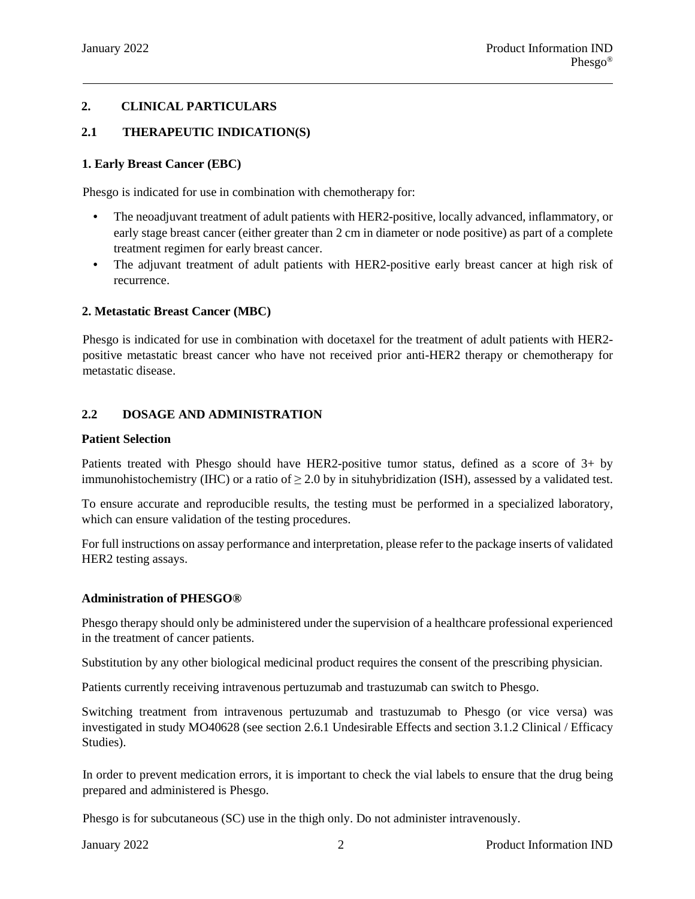## 2. CLINICAL PARTICULARS

### 2.1 THERAPEUTIC INDICATION(S)

**1. Early Breast Cancer (EBC)**

Phesgo is indicated for use in combination with chemotherapy for:

- The neoadjuvant treatment of adult patients with HER2-positive, locally advanced, inflammatory, or early stage breast cancer (either greater than 2 cm in diameter or node positive) as part of a complete treatment regimen for early breast cancer.
- The adjuvant treatment of adult patients with HER2-positive early breast cancer at high risk of recurrence.

**2. Metastatic Breast Cancer (MBC)**

Phesgo is indicated for use in combination with docetaxel for the treatment of adult patients with HER2-positive metastatic breast cancer who have not received prior anti-HER2 therapy or chemotherapy for metastatic disease.

### 2.2 DOSAGE AND ADMINISTRATION

**Patient Selection**

Patients treated with Phesgo should have HER2-positive tumor status, defined as a score of 3+ by immunohistochemistry (IHC) or a ratio of $\geq 2.0$ by in situhybridization (ISH), assessed by a validated test.

To ensure accurate and reproducible results, the testing must be performed in a specialized laboratory, which can ensure validation of the testing procedures.

For full instructions on assay performance and interpretation, please refer to the package inserts of validated HER2 testing assays.

**Administration of PHESGO®**

Phesgo therapy should only be administered under the supervision of a healthcare professional experienced in the treatment of cancer patients.

Substitution by any other biological medicinal product requires the consent of the prescribing physician.

Patients currently receiving intravenous pertuzumab and trastuzumab can switch to Phesgo.

Switching treatment from intravenous pertuzumab and trastuzumab to Phesgo (or vice versa) was investigated in study MO40628 (see section 2.6.1 Undesirable Effects and section 3.1.2 Clinical / Efficacy Studies).

In order to prevent medication errors, it is important to check the vial labels to ensure that the drug being prepared and administered is Phesgo.

Phesgo is for subcutaneous (SC) use in the thigh only. Do not administer intravenously.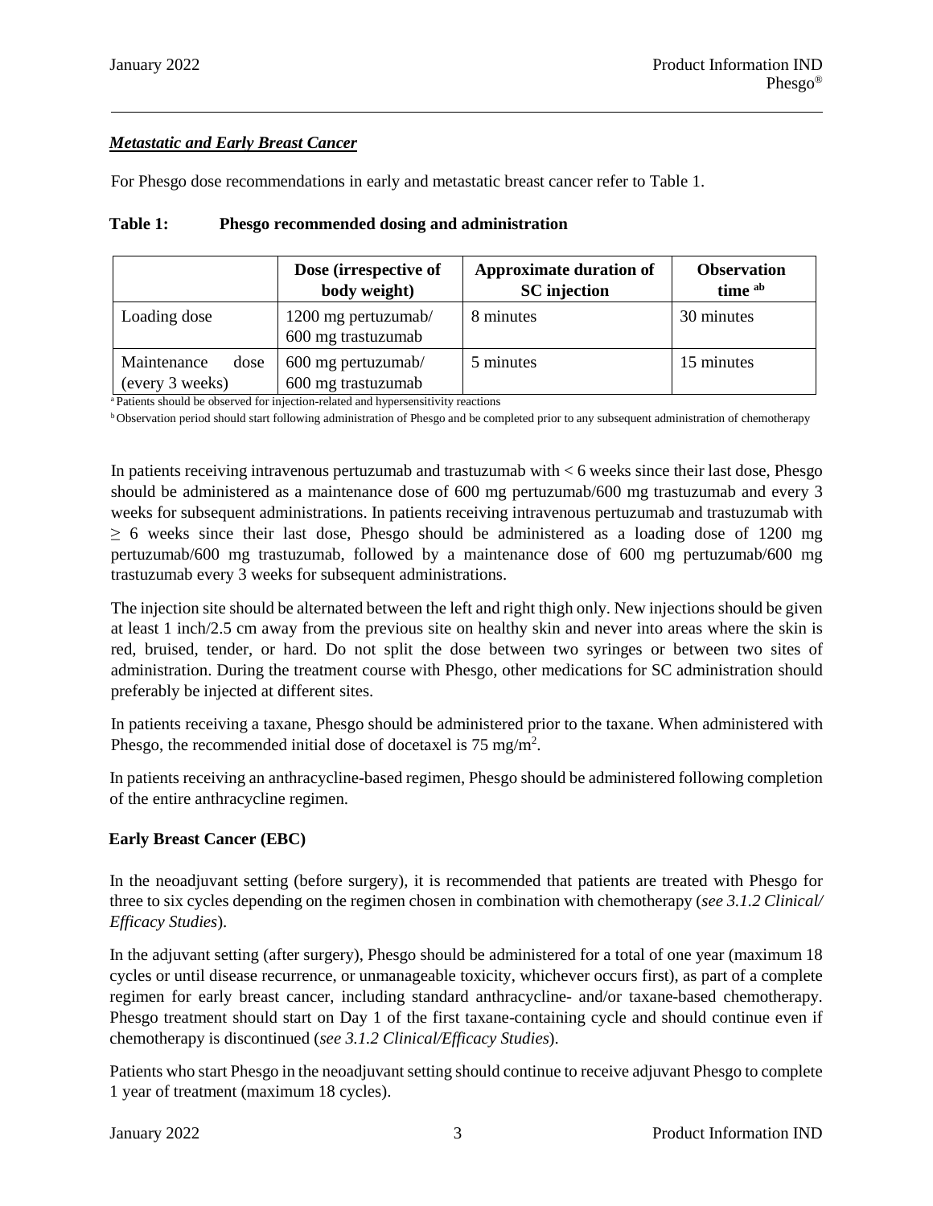***Metastatic and Early Breast Cancer***

For Phesgo dose recommendations in early and metastatic breast cancer refer to Table 1.

**Table 1: Phesgo recommended dosing and administration**

| | Dose (irrespective of body weight) | Approximate duration of SC injection | Observation time [ab] |
|---|---|---|---|
| Loading dose | 1200 mg pertuzumab/ 600 mg trastuzumab | 8 minutes | 30 minutes |
| Maintenance dose (every 3 weeks) | 600 mg pertuzumab/ 600 mg trastuzumab | 5 minutes | 15 minutes |

[a] Patients should be observed for injection-related and hypersensitivity reactions

[b] Observation period should start following administration of Phesgo and be completed prior to any subsequent administration of chemotherapy

In patients receiving intravenous pertuzumab and trastuzumab with < 6 weeks since their last dose, Phesgo should be administered as a maintenance dose of 600 mg pertuzumab/600 mg trastuzumab and every 3 weeks for subsequent administrations. In patients receiving intravenous pertuzumab and trastuzumab with ≥ 6 weeks since their last dose, Phesgo should be administered as a loading dose of 1200 mg pertuzumab/600 mg trastuzumab, followed by a maintenance dose of 600 mg pertuzumab/600 mg trastuzumab every 3 weeks for subsequent administrations.

The injection site should be alternated between the left and right thigh only. New injections should be given at least 1 inch/2.5 cm away from the previous site on healthy skin and never into areas where the skin is red, bruised, tender, or hard. Do not split the dose between two syringes or between two sites of administration. During the treatment course with Phesgo, other medications for SC administration should preferably be injected at different sites.

In patients receiving a taxane, Phesgo should be administered prior to the taxane. When administered with Phesgo, the recommended initial dose of docetaxel is 75 mg/m$^2$.

In patients receiving an anthracycline-based regimen, Phesgo should be administered following completion of the entire anthracycline regimen.

**Early Breast Cancer (EBC)**

In the neoadjuvant setting (before surgery), it is recommended that patients are treated with Phesgo for three to six cycles depending on the regimen chosen in combination with chemotherapy (*see 3.1.2 Clinical/ Efficacy Studies*).

In the adjuvant setting (after surgery), Phesgo should be administered for a total of one year (maximum 18 cycles or until disease recurrence, or unmanageable toxicity, whichever occurs first), as part of a complete regimen for early breast cancer, including standard anthracycline- and/or taxane-based chemotherapy. Phesgo treatment should start on Day 1 of the first taxane-containing cycle and should continue even if chemotherapy is discontinued (*see 3.1.2 Clinical/Efficacy Studies*).

Patients who start Phesgo in the neoadjuvant setting should continue to receive adjuvant Phesgo to complete 1 year of treatment (maximum 18 cycles).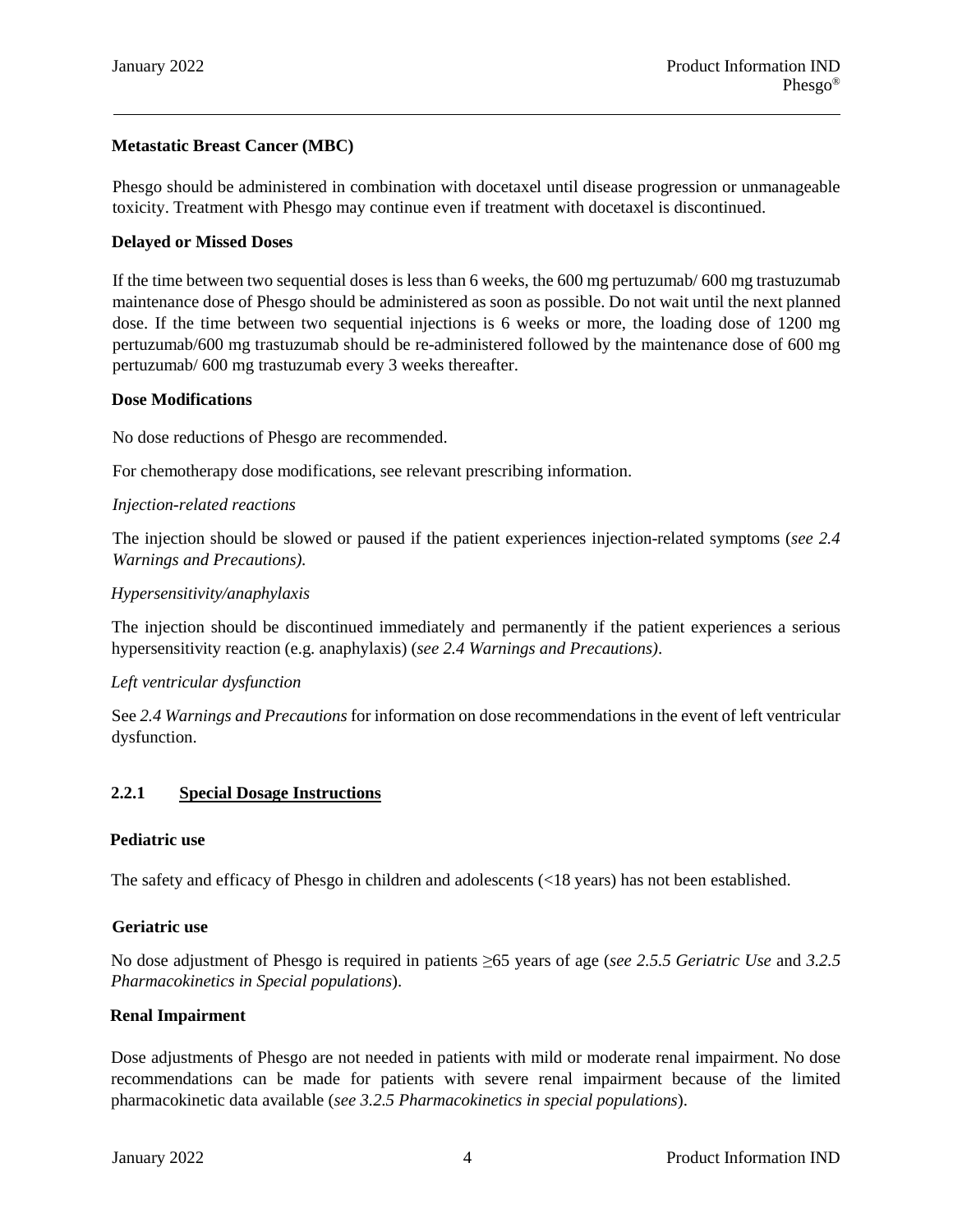**Metastatic Breast Cancer (MBC)**

Phesgo should be administered in combination with docetaxel until disease progression or unmanageable toxicity. Treatment with Phesgo may continue even if treatment with docetaxel is discontinued.

**Delayed or Missed Doses**

If the time between two sequential doses is less than 6 weeks, the 600 mg pertuzumab/ 600 mg trastuzumab maintenance dose of Phesgo should be administered as soon as possible. Do not wait until the next planned dose. If the time between two sequential injections is 6 weeks or more, the loading dose of 1200 mg pertuzumab/600 mg trastuzumab should be re-administered followed by the maintenance dose of 600 mg pertuzumab/ 600 mg trastuzumab every 3 weeks thereafter.

**Dose Modifications**

No dose reductions of Phesgo are recommended.

For chemotherapy dose modifications, see relevant prescribing information.

*Injection-related reactions*

The injection should be slowed or paused if the patient experiences injection-related symptoms (*see 2.4 Warnings and Precautions).*

*Hypersensitivity/anaphylaxis*

The injection should be discontinued immediately and permanently if the patient experiences a serious hypersensitivity reaction (e.g. anaphylaxis) (*see 2.4 Warnings and Precautions)*.

*Left ventricular dysfunction*

See *2.4 Warnings and Precautions* for information on dose recommendations in the event of left ventricular dysfunction.

### 2.2.1 Special Dosage Instructions

**Pediatric use**

The safety and efficacy of Phesgo in children and adolescents (<18 years) has not been established.

**Geriatric use**

No dose adjustment of Phesgo is required in patients ≥65 years of age (*see 2.5.5 Geriatric Use* and *3.2.5 Pharmacokinetics in Special populations*).

**Renal Impairment**

Dose adjustments of Phesgo are not needed in patients with mild or moderate renal impairment. No dose recommendations can be made for patients with severe renal impairment because of the limited pharmacokinetic data available (*see 3.2.5 Pharmacokinetics in special populations*).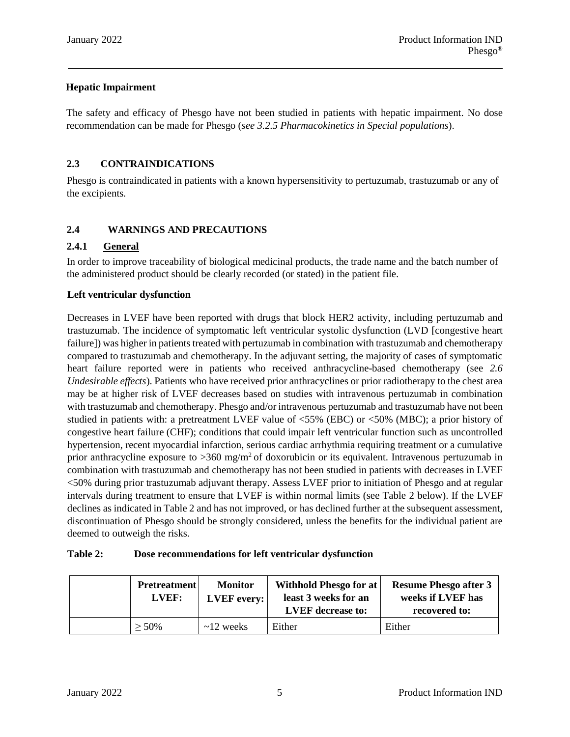### Hepatic Impairment

The safety and efficacy of Phesgo have not been studied in patients with hepatic impairment. No dose recommendation can be made for Phesgo (*see 3.2.5 Pharmacokinetics in Special populations*).

## 2.3 CONTRAINDICATIONS

Phesgo is contraindicated in patients with a known hypersensitivity to pertuzumab, trastuzumab or any of the excipients.

## 2.4 WARNINGS AND PRECAUTIONS

### 2.4.1 General

In order to improve traceability of biological medicinal products, the trade name and the batch number of the administered product should be clearly recorded (or stated) in the patient file.

**Left ventricular dysfunction**

Decreases in LVEF have been reported with drugs that block HER2 activity, including pertuzumab and trastuzumab. The incidence of symptomatic left ventricular systolic dysfunction (LVD [congestive heart failure]) was higher in patients treated with pertuzumab in combination with trastuzumab and chemotherapy compared to trastuzumab and chemotherapy. In the adjuvant setting, the majority of cases of symptomatic heart failure reported were in patients who received anthracycline-based chemotherapy (see *2.6 Undesirable effects*). Patients who have received prior anthracyclines or prior radiotherapy to the chest area may be at higher risk of LVEF decreases based on studies with intravenous pertuzumab in combination with trastuzumab and chemotherapy. Phesgo and/or intravenous pertuzumab and trastuzumab have not been studied in patients with: a pretreatment LVEF value of <55% (EBC) or <50% (MBC); a prior history of congestive heart failure (CHF); conditions that could impair left ventricular function such as uncontrolled hypertension, recent myocardial infarction, serious cardiac arrhythmia requiring treatment or a cumulative prior anthracycline exposure to >360 mg/m$^2$ of doxorubicin or its equivalent. Intravenous pertuzumab in combination with trastuzumab and chemotherapy has not been studied in patients with decreases in LVEF <50% during prior trastuzumab adjuvant therapy. Assess LVEF prior to initiation of Phesgo and at regular intervals during treatment to ensure that LVEF is within normal limits (see Table 2 below). If the LVEF declines as indicated in Table 2 and has not improved, or has declined further at the subsequent assessment, discontinuation of Phesgo should be strongly considered, unless the benefits for the individual patient are deemed to outweigh the risks.

**Table 2: Dose recommendations for left ventricular dysfunction**

| | Pretreatment LVEF: | Monitor LVEF every: | Withhold Phesgo for at least 3 weeks for an LVEF decrease to: | Resume Phesgo after 3 weeks if LVEF has recovered to: |
|---|---|---|---|---|
| | ≥ 50% | ~12 weeks | Either | Either |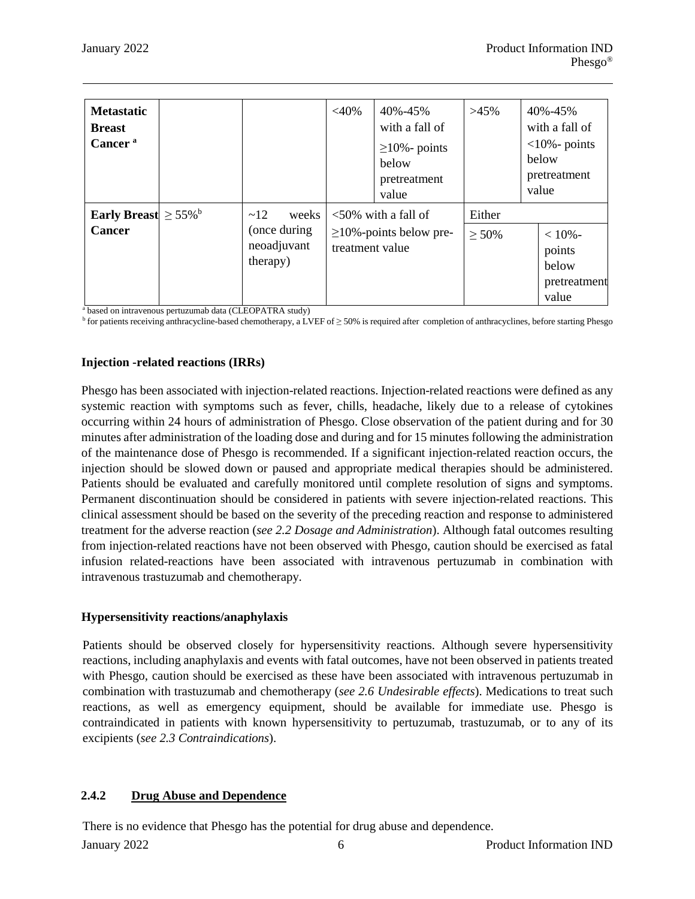| | | | | | | |
|---|---|---|---|---|---|---|
| **Metastatic Breast Cancer** [a] | | | <40% | 40%-45% with a fall of ≥10%- points below pretreatment value | >45% | 40%-45% with a fall of <10%- points below pretreatment value |
| **Early Breast Cancer** | ≥ 55%[b] | ~12 weeks (once during neoadjuvant therapy) | <50% with a fall of ≥10%-points below pre-treatment value | | Either ≥ 50% | < 10%-points below pretreatment value |

[a] based on intravenous pertuzumab data (CLEOPATRA study)

[b] for patients receiving anthracycline-based chemotherapy, a LVEF of ≥ 50% is required after completion of anthracyclines, before starting Phesgo

**Injection -related reactions (IRRs)**

Phesgo has been associated with injection-related reactions. Injection-related reactions were defined as any systemic reaction with symptoms such as fever, chills, headache, likely due to a release of cytokines occurring within 24 hours of administration of Phesgo. Close observation of the patient during and for 30 minutes after administration of the loading dose and during and for 15 minutes following the administration of the maintenance dose of Phesgo is recommended. If a significant injection-related reaction occurs, the injection should be slowed down or paused and appropriate medical therapies should be administered. Patients should be evaluated and carefully monitored until complete resolution of signs and symptoms. Permanent discontinuation should be considered in patients with severe injection-related reactions. This clinical assessment should be based on the severity of the preceding reaction and response to administered treatment for the adverse reaction (*see 2.2 Dosage and Administration*). Although fatal outcomes resulting from injection-related reactions have not been observed with Phesgo, caution should be exercised as fatal infusion related-reactions have been associated with intravenous pertuzumab in combination with intravenous trastuzumab and chemotherapy.

**Hypersensitivity reactions/anaphylaxis**

Patients should be observed closely for hypersensitivity reactions. Although severe hypersensitivity reactions, including anaphylaxis and events with fatal outcomes, have not been observed in patients treated with Phesgo, caution should be exercised as these have been associated with intravenous pertuzumab in combination with trastuzumab and chemotherapy (*see 2.6 Undesirable effects*). Medications to treat such reactions, as well as emergency equipment, should be available for immediate use. Phesgo is contraindicated in patients with known hypersensitivity to pertuzumab, trastuzumab, or to any of its excipients (*see 2.3 Contraindications*).

### 2.4.2 Drug Abuse and Dependence

There is no evidence that Phesgo has the potential for drug abuse and dependence.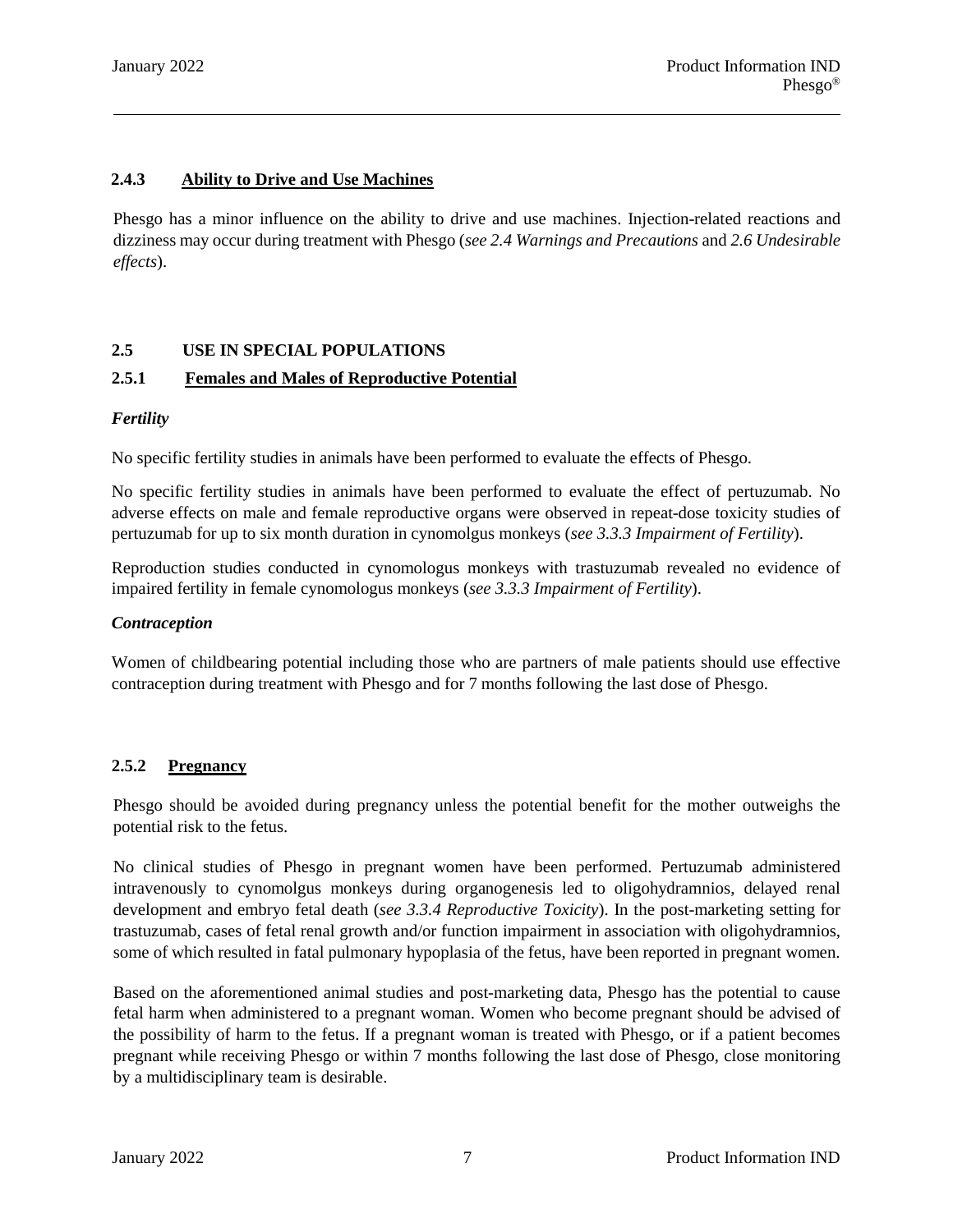### 2.4.3 Ability to Drive and Use Machines

Phesgo has a minor influence on the ability to drive and use machines. Injection-related reactions and dizziness may occur during treatment with Phesgo (*see 2.4 Warnings and Precautions* and *2.6 Undesirable effects*).

## 2.5 USE IN SPECIAL POPULATIONS

### 2.5.1 Females and Males of Reproductive Potential

***Fertility***

No specific fertility studies in animals have been performed to evaluate the effects of Phesgo.

No specific fertility studies in animals have been performed to evaluate the effect of pertuzumab. No adverse effects on male and female reproductive organs were observed in repeat-dose toxicity studies of pertuzumab for up to six month duration in cynomolgus monkeys (*see 3.3.3 Impairment of Fertility*).

Reproduction studies conducted in cynomologus monkeys with trastuzumab revealed no evidence of impaired fertility in female cynomologus monkeys (*see 3.3.3 Impairment of Fertility*).

***Contraception***

Women of childbearing potential including those who are partners of male patients should use effective contraception during treatment with Phesgo and for 7 months following the last dose of Phesgo.

### 2.5.2 Pregnancy

Phesgo should be avoided during pregnancy unless the potential benefit for the mother outweighs the potential risk to the fetus.

No clinical studies of Phesgo in pregnant women have been performed. Pertuzumab administered intravenously to cynomolgus monkeys during organogenesis led to oligohydramnios, delayed renal development and embryo fetal death (*see 3.3.4 Reproductive Toxicity*). In the post-marketing setting for trastuzumab, cases of fetal renal growth and/or function impairment in association with oligohydramnios, some of which resulted in fatal pulmonary hypoplasia of the fetus, have been reported in pregnant women.

Based on the aforementioned animal studies and post-marketing data, Phesgo has the potential to cause fetal harm when administered to a pregnant woman. Women who become pregnant should be advised of the possibility of harm to the fetus. If a pregnant woman is treated with Phesgo, or if a patient becomes pregnant while receiving Phesgo or within 7 months following the last dose of Phesgo, close monitoring by a multidisciplinary team is desirable.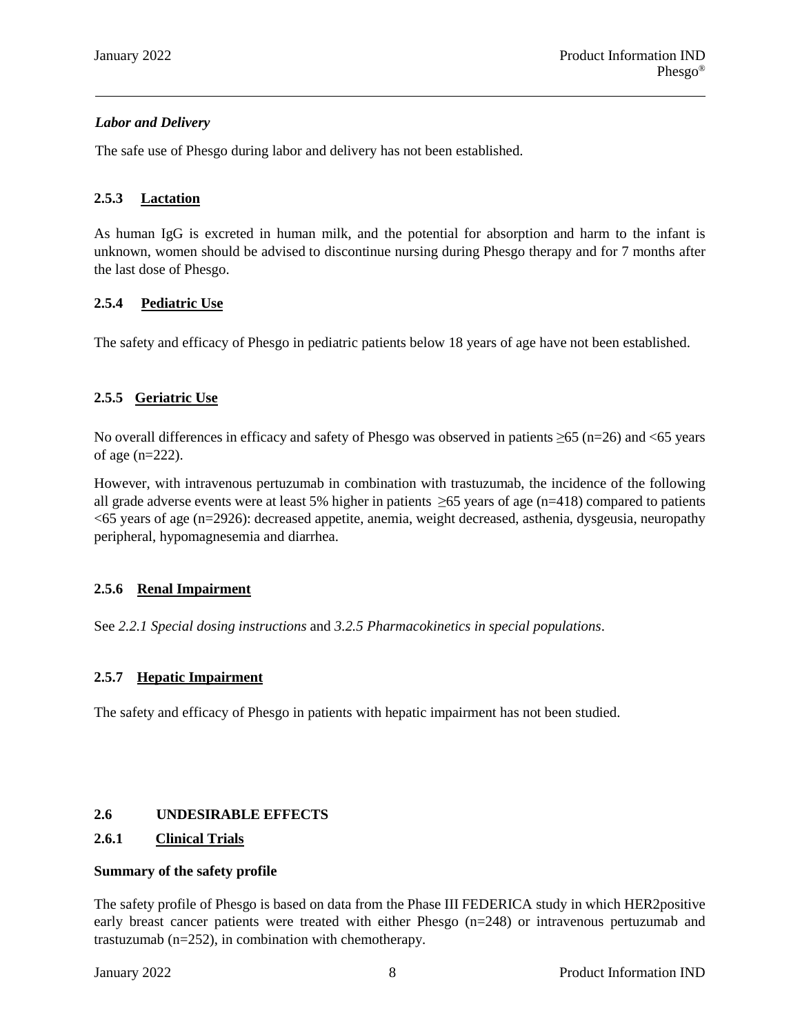*Labor and Delivery*

The safe use of Phesgo during labor and delivery has not been established.

### 2.5.3 Lactation

As human IgG is excreted in human milk, and the potential for absorption and harm to the infant is unknown, women should be advised to discontinue nursing during Phesgo therapy and for 7 months after the last dose of Phesgo.

### 2.5.4 Pediatric Use

The safety and efficacy of Phesgo in pediatric patients below 18 years of age have not been established.

### 2.5.5 Geriatric Use

No overall differences in efficacy and safety of Phesgo was observed in patients ≥65 (n=26) and <65 years of age (n=222).

However, with intravenous pertuzumab in combination with trastuzumab, the incidence of the following all grade adverse events were at least 5% higher in patients ≥65 years of age (n=418) compared to patients <65 years of age (n=2926): decreased appetite, anemia, weight decreased, asthenia, dysgeusia, neuropathy peripheral, hypomagnesemia and diarrhea.

### 2.5.6 Renal Impairment

See *2.2.1 Special dosing instructions* and *3.2.5 Pharmacokinetics in special populations*.

### 2.5.7 Hepatic Impairment

The safety and efficacy of Phesgo in patients with hepatic impairment has not been studied.

## 2.6 UNDESIRABLE EFFECTS

### 2.6.1 Clinical Trials

**Summary of the safety profile**

The safety profile of Phesgo is based on data from the Phase III FEDERICA study in which HER2positive early breast cancer patients were treated with either Phesgo (n=248) or intravenous pertuzumab and trastuzumab (n=252), in combination with chemotherapy.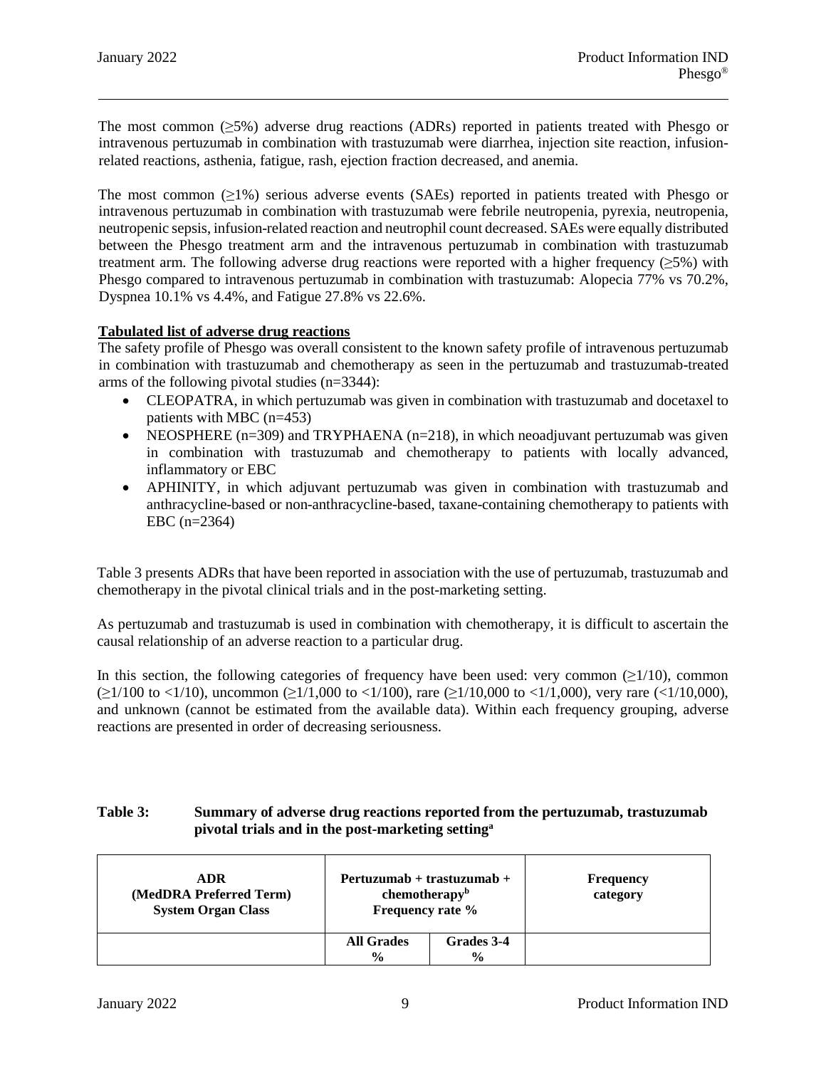The most common (≥5%) adverse drug reactions (ADRs) reported in patients treated with Phesgo or intravenous pertuzumab in combination with trastuzumab were diarrhea, injection site reaction, infusion-related reactions, asthenia, fatigue, rash, ejection fraction decreased, and anemia.

The most common (≥1%) serious adverse events (SAEs) reported in patients treated with Phesgo or intravenous pertuzumab in combination with trastuzumab were febrile neutropenia, pyrexia, neutropenia, neutropenic sepsis, infusion-related reaction and neutrophil count decreased. SAEs were equally distributed between the Phesgo treatment arm and the intravenous pertuzumab in combination with trastuzumab treatment arm. The following adverse drug reactions were reported with a higher frequency (≥5%) with Phesgo compared to intravenous pertuzumab in combination with trastuzumab: Alopecia 77% vs 70.2%, Dyspnea 10.1% vs 4.4%, and Fatigue 27.8% vs 22.6%.

**Tabulated list of adverse drug reactions**

The safety profile of Phesgo was overall consistent to the known safety profile of intravenous pertuzumab in combination with trastuzumab and chemotherapy as seen in the pertuzumab and trastuzumab-treated arms of the following pivotal studies (n=3344):

- CLEOPATRA, in which pertuzumab was given in combination with trastuzumab and docetaxel to patients with MBC (n=453)
- NEOSPHERE (n=309) and TRYPHAENA (n=218), in which neoadjuvant pertuzumab was given in combination with trastuzumab and chemotherapy to patients with locally advanced, inflammatory or EBC
- APHINITY, in which adjuvant pertuzumab was given in combination with trastuzumab and anthracycline-based or non-anthracycline-based, taxane-containing chemotherapy to patients with EBC (n=2364)

Table 3 presents ADRs that have been reported in association with the use of pertuzumab, trastuzumab and chemotherapy in the pivotal clinical trials and in the post-marketing setting.

As pertuzumab and trastuzumab is used in combination with chemotherapy, it is difficult to ascertain the causal relationship of an adverse reaction to a particular drug.

In this section, the following categories of frequency have been used: very common (≥1/10), common (≥1/100 to <1/10), uncommon (≥1/1,000 to <1/100), rare (≥1/10,000 to <1/1,000), very rare (<1/10,000), and unknown (cannot be estimated from the available data). Within each frequency grouping, adverse reactions are presented in order of decreasing seriousness.

**Table 3: Summary of adverse drug reactions reported from the pertuzumab, trastuzumab pivotal trials and in the post-marketing setting[a]**

| ADR (MedDRA Preferred Term) System Organ Class | Pertuzumab + trastuzumab + chemotherapy[b] Frequency rate % | | Frequency category |
|---|---|---|---|
| | All Grades % | Grades 3-4 % | |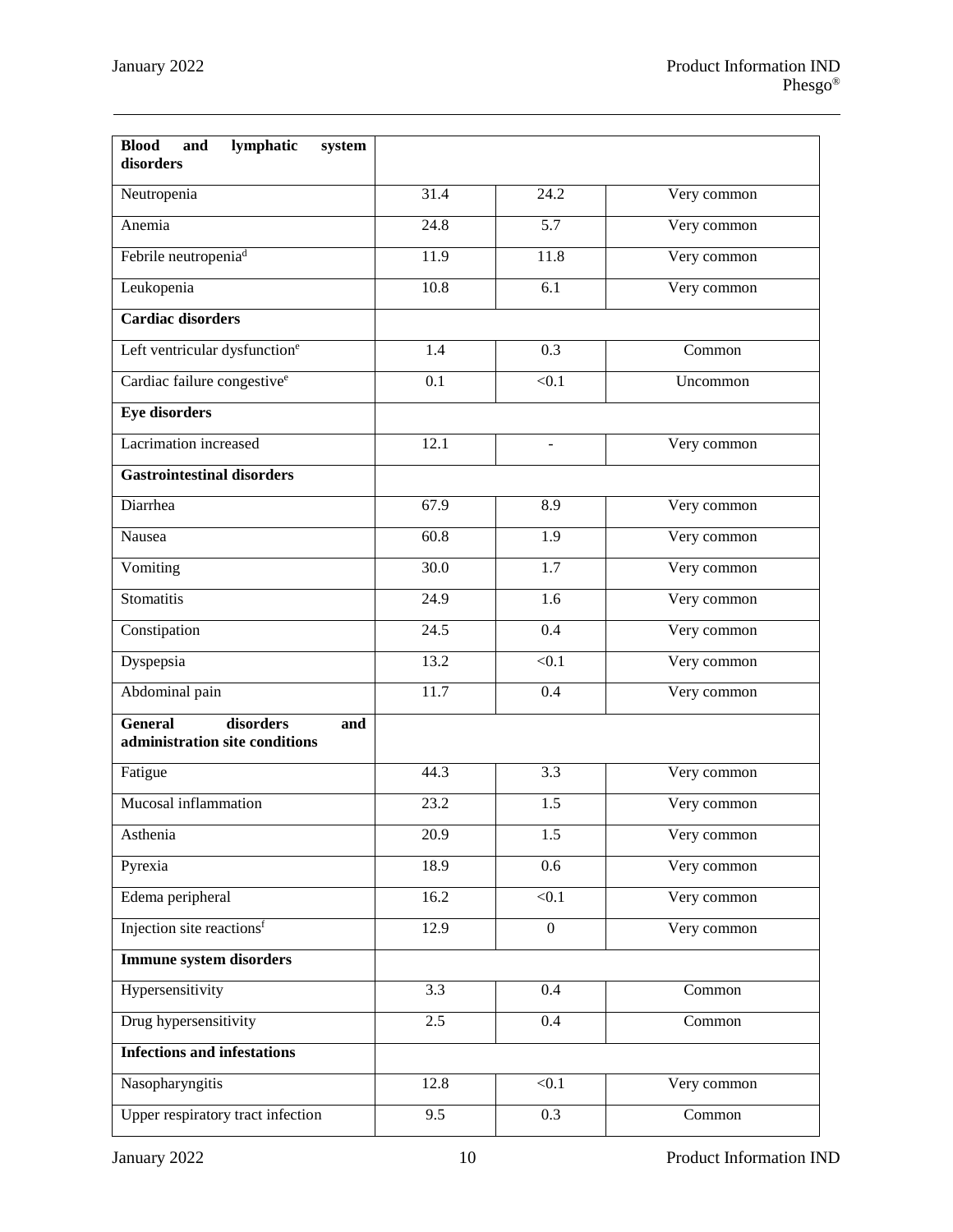| | | | |
|---|---|---|---|
| **Blood and lymphatic system disorders** | | | |
| Neutropenia | 31.4 | 24.2 | Very common |
| Anemia | 24.8 | 5.7 | Very common |
| Febrile neutropenia[d] | 11.9 | 11.8 | Very common |
| Leukopenia | 10.8 | 6.1 | Very common |
| **Cardiac disorders** | | | |
| Left ventricular dysfunction[e] | 1.4 | 0.3 | Common |
| Cardiac failure congestive[e] | 0.1 | <0.1 | Uncommon |
| **Eye disorders** | | | |
| Lacrimation increased | 12.1 | - | Very common |
| **Gastrointestinal disorders** | | | |
| Diarrhea | 67.9 | 8.9 | Very common |
| Nausea | 60.8 | 1.9 | Very common |
| Vomiting | 30.0 | 1.7 | Very common |
| Stomatitis | 24.9 | 1.6 | Very common |
| Constipation | 24.5 | 0.4 | Very common |
| Dyspepsia | 13.2 | <0.1 | Very common |
| Abdominal pain | 11.7 | 0.4 | Very common |
| **General disorders and administration site conditions** | | | |
| Fatigue | 44.3 | 3.3 | Very common |
| Mucosal inflammation | 23.2 | 1.5 | Very common |
| Asthenia | 20.9 | 1.5 | Very common |
| Pyrexia | 18.9 | 0.6 | Very common |
| Edema peripheral | 16.2 | <0.1 | Very common |
| Injection site reactions[f] | 12.9 | 0 | Very common |
| **Immune system disorders** | | | |
| Hypersensitivity | 3.3 | 0.4 | Common |
| Drug hypersensitivity | 2.5 | 0.4 | Common |
| **Infections and infestations** | | | |
| Nasopharyngitis | 12.8 | <0.1 | Very common |
| Upper respiratory tract infection | 9.5 | 0.3 | Common |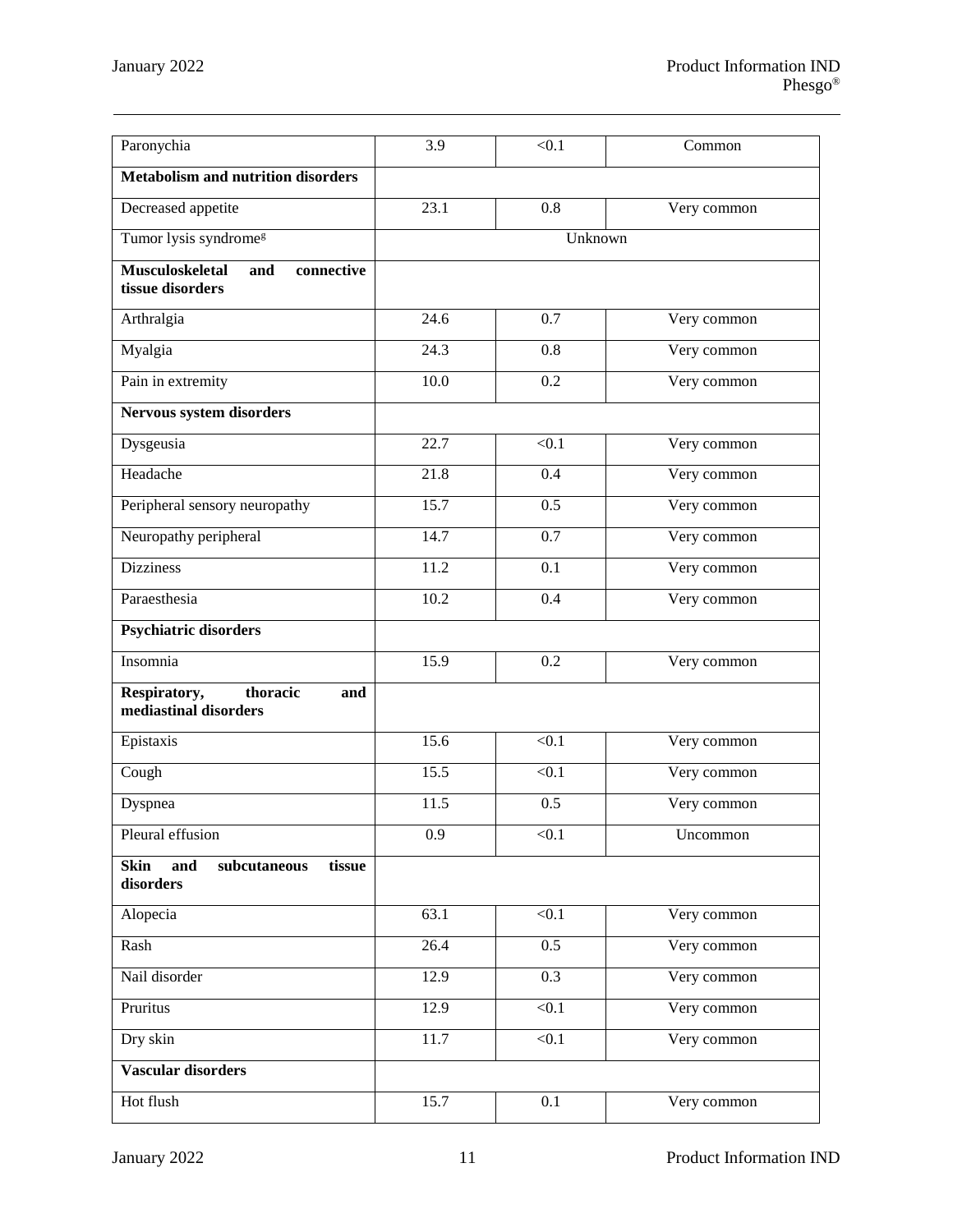| | | | |
|---|---|---|---|
| Paronychia | 3.9 | <0.1 | Common |
| **Metabolism and nutrition disorders** | | | |
| Decreased appetite | 23.1 | 0.8 | Very common |
| Tumor lysis syndrome[g] | Unknown | | |
| **Musculoskeletal and connective tissue disorders** | | | |
| Arthralgia | 24.6 | 0.7 | Very common |
| Myalgia | 24.3 | 0.8 | Very common |
| Pain in extremity | 10.0 | 0.2 | Very common |
| **Nervous system disorders** | | | |
| Dysgeusia | 22.7 | <0.1 | Very common |
| Headache | 21.8 | 0.4 | Very common |
| Peripheral sensory neuropathy | 15.7 | 0.5 | Very common |
| Neuropathy peripheral | 14.7 | 0.7 | Very common |
| Dizziness | 11.2 | 0.1 | Very common |
| Paraesthesia | 10.2 | 0.4 | Very common |
| **Psychiatric disorders** | | | |
| Insomnia | 15.9 | 0.2 | Very common |
| **Respiratory, thoracic and mediastinal disorders** | | | |
| Epistaxis | 15.6 | <0.1 | Very common |
| Cough | 15.5 | <0.1 | Very common |
| Dyspnea | 11.5 | 0.5 | Very common |
| Pleural effusion | 0.9 | <0.1 | Uncommon |
| **Skin and subcutaneous tissue disorders** | | | |
| Alopecia | 63.1 | <0.1 | Very common |
| Rash | 26.4 | 0.5 | Very common |
| Nail disorder | 12.9 | 0.3 | Very common |
| Pruritus | 12.9 | <0.1 | Very common |
| Dry skin | 11.7 | <0.1 | Very common |
| **Vascular disorders** | | | |
| Hot flush | 15.7 | 0.1 | Very common |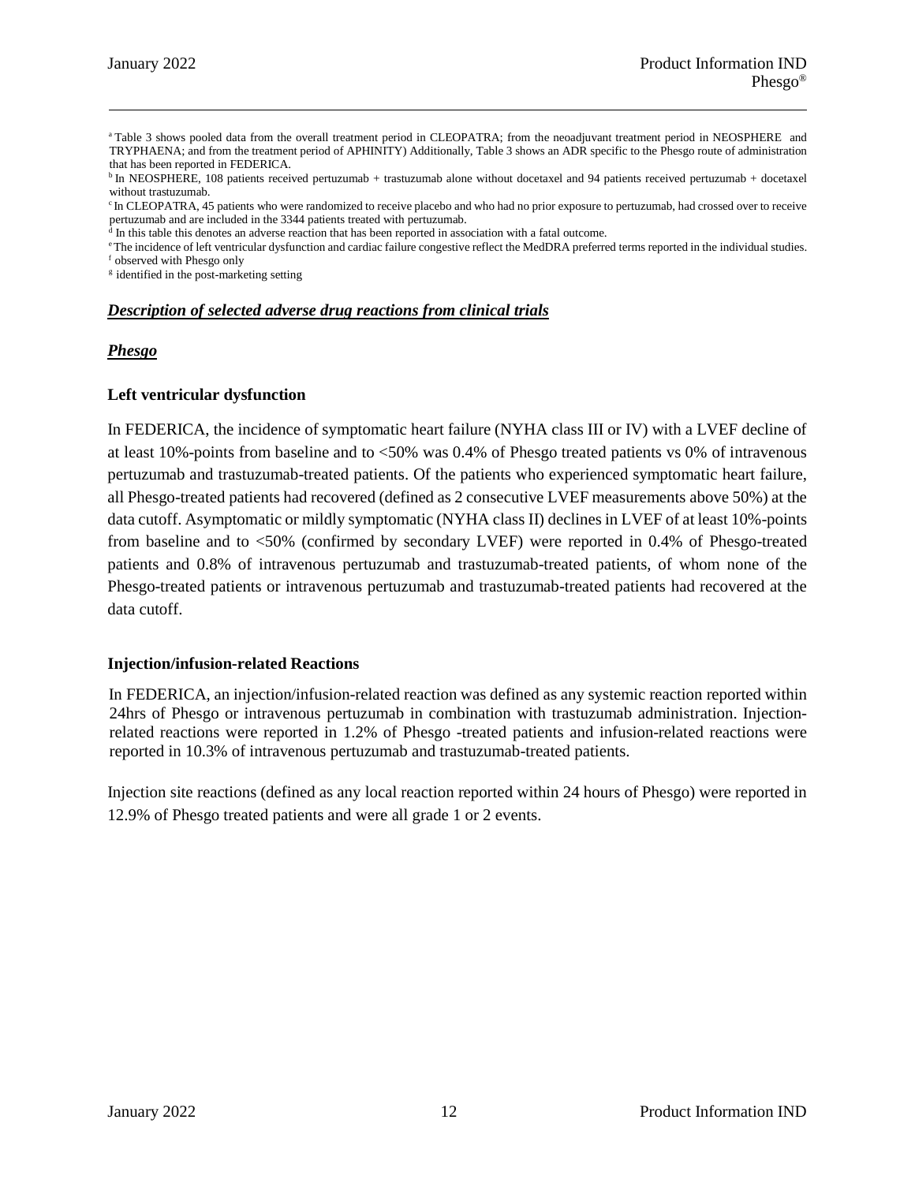[a] Table 3 shows pooled data from the overall treatment period in CLEOPATRA; from the neoadjuvant treatment period in NEOSPHERE and TRYPHAENA; and from the treatment period of APHINITY) Additionally, Table 3 shows an ADR specific to the Phesgo route of administration that has been reported in FEDERICA.

[b] In NEOSPHERE, 108 patients received pertuzumab + trastuzumab alone without docetaxel and 94 patients received pertuzumab + docetaxel without trastuzumab.

[c] In CLEOPATRA, 45 patients who were randomized to receive placebo and who had no prior exposure to pertuzumab, had crossed over to receive pertuzumab and are included in the 3344 patients treated with pertuzumab.

[d] In this table this denotes an adverse reaction that has been reported in association with a fatal outcome.

[e] The incidence of left ventricular dysfunction and cardiac failure congestive reflect the MedDRA preferred terms reported in the individual studies.

[f] observed with Phesgo only

[g] identified in the post-marketing setting

***Description of selected adverse drug reactions from clinical trials***

***Phesgo***

**Left ventricular dysfunction**

In FEDERICA, the incidence of symptomatic heart failure (NYHA class III or IV) with a LVEF decline of at least 10%-points from baseline and to <50% was 0.4% of Phesgo treated patients vs 0% of intravenous pertuzumab and trastuzumab-treated patients. Of the patients who experienced symptomatic heart failure, all Phesgo-treated patients had recovered (defined as 2 consecutive LVEF measurements above 50%) at the data cutoff. Asymptomatic or mildly symptomatic (NYHA class II) declines in LVEF of at least 10%-points from baseline and to <50% (confirmed by secondary LVEF) were reported in 0.4% of Phesgo-treated patients and 0.8% of intravenous pertuzumab and trastuzumab-treated patients, of whom none of the Phesgo-treated patients or intravenous pertuzumab and trastuzumab-treated patients had recovered at the data cutoff.

**Injection/infusion-related Reactions**

In FEDERICA, an injection/infusion-related reaction was defined as any systemic reaction reported within 24hrs of Phesgo or intravenous pertuzumab in combination with trastuzumab administration. Injection-related reactions were reported in 1.2% of Phesgo -treated patients and infusion-related reactions were reported in 10.3% of intravenous pertuzumab and trastuzumab-treated patients.

Injection site reactions (defined as any local reaction reported within 24 hours of Phesgo) were reported in 12.9% of Phesgo treated patients and were all grade 1 or 2 events.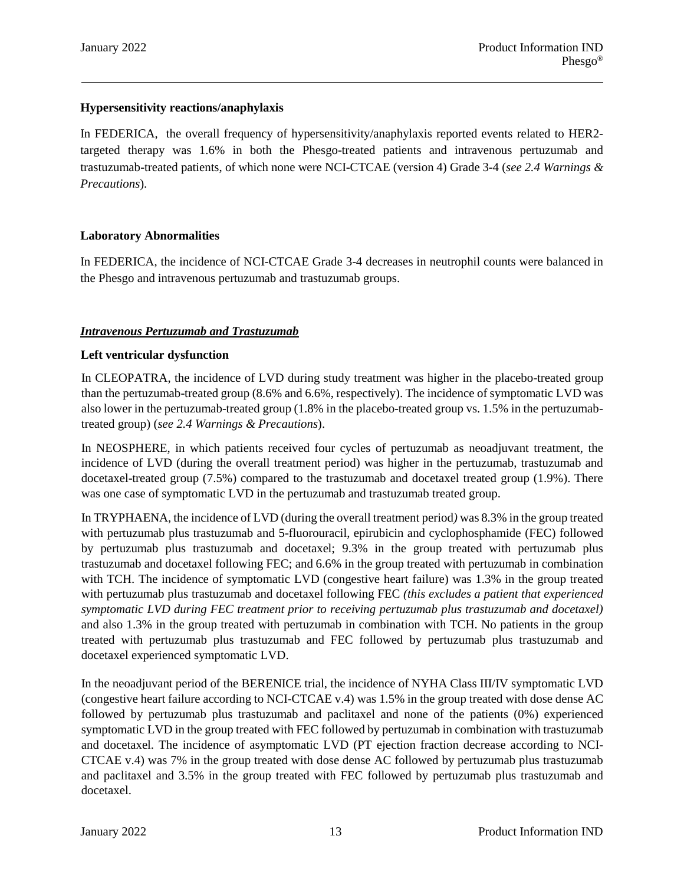**Hypersensitivity reactions/anaphylaxis**

In FEDERICA, the overall frequency of hypersensitivity/anaphylaxis reported events related to HER2-targeted therapy was 1.6% in both the Phesgo-treated patients and intravenous pertuzumab and trastuzumab-treated patients, of which none were NCI-CTCAE (version 4) Grade 3-4 (*see 2.4 Warnings & Precautions*).

**Laboratory Abnormalities**

In FEDERICA, the incidence of NCI-CTCAE Grade 3-4 decreases in neutrophil counts were balanced in the Phesgo and intravenous pertuzumab and trastuzumab groups.

***Intravenous Pertuzumab and Trastuzumab***

**Left ventricular dysfunction**

In CLEOPATRA, the incidence of LVD during study treatment was higher in the placebo-treated group than the pertuzumab-treated group (8.6% and 6.6%, respectively). The incidence of symptomatic LVD was also lower in the pertuzumab-treated group (1.8% in the placebo-treated group vs. 1.5% in the pertuzumab-treated group) (*see 2.4 Warnings & Precautions*).

In NEOSPHERE, in which patients received four cycles of pertuzumab as neoadjuvant treatment, the incidence of LVD (during the overall treatment period) was higher in the pertuzumab, trastuzumab and docetaxel-treated group (7.5%) compared to the trastuzumab and docetaxel treated group (1.9%). There was one case of symptomatic LVD in the pertuzumab and trastuzumab treated group.

In TRYPHAENA, the incidence of LVD (during the overall treatment period*)* was 8.3% in the group treated with pertuzumab plus trastuzumab and 5-fluorouracil, epirubicin and cyclophosphamide (FEC) followed by pertuzumab plus trastuzumab and docetaxel; 9.3% in the group treated with pertuzumab plus trastuzumab and docetaxel following FEC; and 6.6% in the group treated with pertuzumab in combination with TCH. The incidence of symptomatic LVD (congestive heart failure) was 1.3% in the group treated with pertuzumab plus trastuzumab and docetaxel following FEC *(this excludes a patient that experienced symptomatic LVD during FEC treatment prior to receiving pertuzumab plus trastuzumab and docetaxel)* and also 1.3% in the group treated with pertuzumab in combination with TCH. No patients in the group treated with pertuzumab plus trastuzumab and FEC followed by pertuzumab plus trastuzumab and docetaxel experienced symptomatic LVD.

In the neoadjuvant period of the BERENICE trial, the incidence of NYHA Class III/IV symptomatic LVD (congestive heart failure according to NCI-CTCAE v.4) was 1.5% in the group treated with dose dense AC followed by pertuzumab plus trastuzumab and paclitaxel and none of the patients (0%) experienced symptomatic LVD in the group treated with FEC followed by pertuzumab in combination with trastuzumab and docetaxel. The incidence of asymptomatic LVD (PT ejection fraction decrease according to NCI-CTCAE v.4) was 7% in the group treated with dose dense AC followed by pertuzumab plus trastuzumab and paclitaxel and 3.5% in the group treated with FEC followed by pertuzumab plus trastuzumab and docetaxel.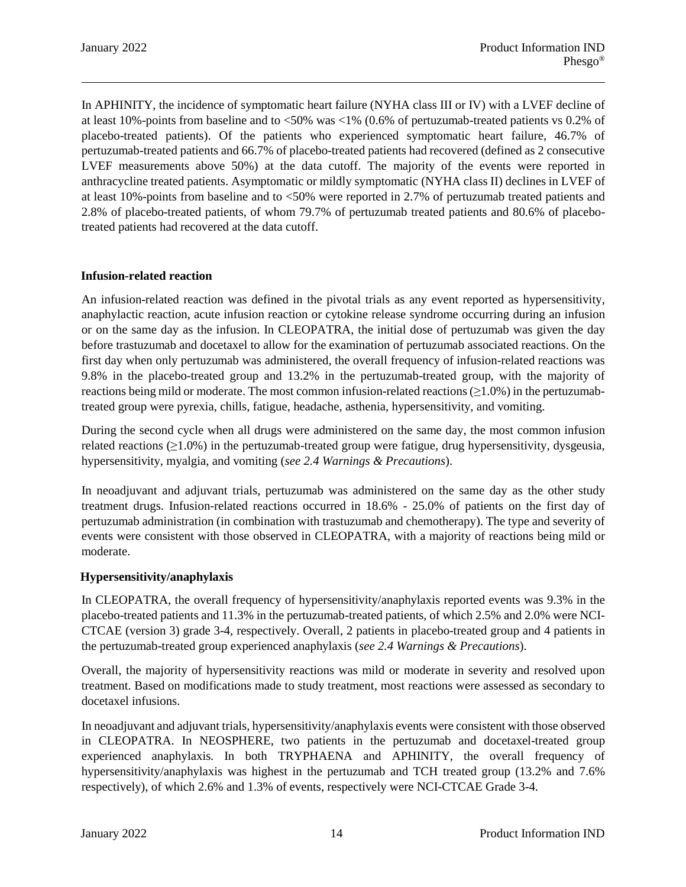In APHINITY, the incidence of symptomatic heart failure (NYHA class III or IV) with a LVEF decline of at least 10%-points from baseline and to <50% was <1% (0.6% of pertuzumab-treated patients vs 0.2% of placebo-treated patients). Of the patients who experienced symptomatic heart failure, 46.7% of pertuzumab-treated patients and 66.7% of placebo-treated patients had recovered (defined as 2 consecutive LVEF measurements above 50%) at the data cutoff. The majority of the events were reported in anthracycline treated patients. Asymptomatic or mildly symptomatic (NYHA class II) declines in LVEF of at least 10%-points from baseline and to <50% were reported in 2.7% of pertuzumab treated patients and 2.8% of placebo-treated patients, of whom 79.7% of pertuzumab treated patients and 80.6% of placebo-treated patients had recovered at the data cutoff.

**Infusion-related reaction**

An infusion-related reaction was defined in the pivotal trials as any event reported as hypersensitivity, anaphylactic reaction, acute infusion reaction or cytokine release syndrome occurring during an infusion or on the same day as the infusion. In CLEOPATRA, the initial dose of pertuzumab was given the day before trastuzumab and docetaxel to allow for the examination of pertuzumab associated reactions. On the first day when only pertuzumab was administered, the overall frequency of infusion-related reactions was 9.8% in the placebo-treated group and 13.2% in the pertuzumab-treated group, with the majority of reactions being mild or moderate. The most common infusion-related reactions (≥1.0%) in the pertuzumab-treated group were pyrexia, chills, fatigue, headache, asthenia, hypersensitivity, and vomiting.

During the second cycle when all drugs were administered on the same day, the most common infusion related reactions (≥1.0%) in the pertuzumab-treated group were fatigue, drug hypersensitivity, dysgeusia, hypersensitivity, myalgia, and vomiting (*see 2.4 Warnings & Precautions*).

In neoadjuvant and adjuvant trials, pertuzumab was administered on the same day as the other study treatment drugs. Infusion-related reactions occurred in 18.6% - 25.0% of patients on the first day of pertuzumab administration (in combination with trastuzumab and chemotherapy). The type and severity of events were consistent with those observed in CLEOPATRA, with a majority of reactions being mild or moderate.

**Hypersensitivity/anaphylaxis**

In CLEOPATRA, the overall frequency of hypersensitivity/anaphylaxis reported events was 9.3% in the placebo-treated patients and 11.3% in the pertuzumab-treated patients, of which 2.5% and 2.0% were NCI-CTCAE (version 3) grade 3-4, respectively. Overall, 2 patients in placebo-treated group and 4 patients in the pertuzumab-treated group experienced anaphylaxis (*see 2.4 Warnings & Precautions*).

Overall, the majority of hypersensitivity reactions was mild or moderate in severity and resolved upon treatment. Based on modifications made to study treatment, most reactions were assessed as secondary to docetaxel infusions.

In neoadjuvant and adjuvant trials, hypersensitivity/anaphylaxis events were consistent with those observed in CLEOPATRA. In NEOSPHERE, two patients in the pertuzumab and docetaxel-treated group experienced anaphylaxis. In both TRYPHAENA and APHINITY, the overall frequency of hypersensitivity/anaphylaxis was highest in the pertuzumab and TCH treated group (13.2% and 7.6% respectively), of which 2.6% and 1.3% of events, respectively were NCI-CTCAE Grade 3-4.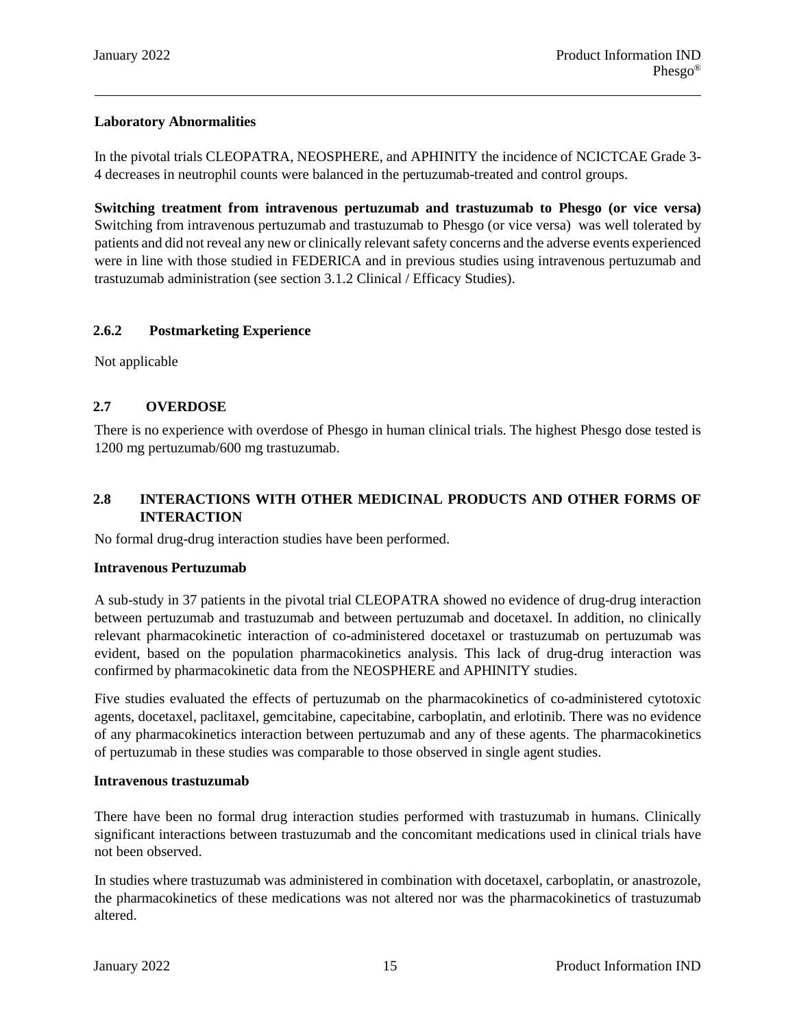**Laboratory Abnormalities**

In the pivotal trials CLEOPATRA, NEOSPHERE, and APHINITY the incidence of NCICTCAE Grade 3-4 decreases in neutrophil counts were balanced in the pertuzumab-treated and control groups.

**Switching treatment from intravenous pertuzumab and trastuzumab to Phesgo (or vice versa)**
Switching from intravenous pertuzumab and trastuzumab to Phesgo (or vice versa) was well tolerated by patients and did not reveal any new or clinically relevant safety concerns and the adverse events experienced were in line with those studied in FEDERICA and in previous studies using intravenous pertuzumab and trastuzumab administration (see section 3.1.2 Clinical / Efficacy Studies).

### 2.6.2 Postmarketing Experience

Not applicable

## 2.7 OVERDOSE

There is no experience with overdose of Phesgo in human clinical trials. The highest Phesgo dose tested is 1200 mg pertuzumab/600 mg trastuzumab.

## 2.8 INTERACTIONS WITH OTHER MEDICINAL PRODUCTS AND OTHER FORMS OF INTERACTION

No formal drug-drug interaction studies have been performed.

**Intravenous Pertuzumab**

A sub-study in 37 patients in the pivotal trial CLEOPATRA showed no evidence of drug-drug interaction between pertuzumab and trastuzumab and between pertuzumab and docetaxel. In addition, no clinically relevant pharmacokinetic interaction of co-administered docetaxel or trastuzumab on pertuzumab was evident, based on the population pharmacokinetics analysis. This lack of drug-drug interaction was confirmed by pharmacokinetic data from the NEOSPHERE and APHINITY studies.

Five studies evaluated the effects of pertuzumab on the pharmacokinetics of co-administered cytotoxic agents, docetaxel, paclitaxel, gemcitabine, capecitabine, carboplatin, and erlotinib. There was no evidence of any pharmacokinetics interaction between pertuzumab and any of these agents. The pharmacokinetics of pertuzumab in these studies was comparable to those observed in single agent studies.

**Intravenous trastuzumab**

There have been no formal drug interaction studies performed with trastuzumab in humans. Clinically significant interactions between trastuzumab and the concomitant medications used in clinical trials have not been observed.

In studies where trastuzumab was administered in combination with docetaxel, carboplatin, or anastrozole, the pharmacokinetics of these medications was not altered nor was the pharmacokinetics of trastuzumab altered.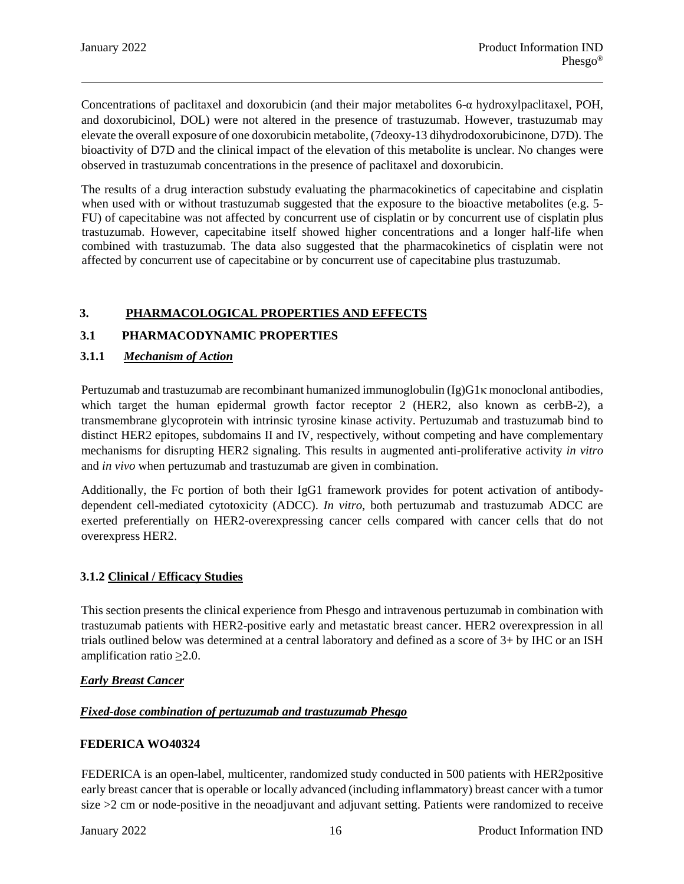Concentrations of paclitaxel and doxorubicin (and their major metabolites 6-α hydroxylpaclitaxel, POH, and doxorubicinol, DOL) were not altered in the presence of trastuzumab. However, trastuzumab may elevate the overall exposure of one doxorubicin metabolite, (7deoxy-13 dihydrodoxorubicinone, D7D). The bioactivity of D7D and the clinical impact of the elevation of this metabolite is unclear. No changes were observed in trastuzumab concentrations in the presence of paclitaxel and doxorubicin.

The results of a drug interaction substudy evaluating the pharmacokinetics of capecitabine and cisplatin when used with or without trastuzumab suggested that the exposure to the bioactive metabolites (e.g. 5-FU) of capecitabine was not affected by concurrent use of cisplatin or by concurrent use of cisplatin plus trastuzumab. However, capecitabine itself showed higher concentrations and a longer half-life when combined with trastuzumab. The data also suggested that the pharmacokinetics of cisplatin were not affected by concurrent use of capecitabine or by concurrent use of capecitabine plus trastuzumab.

# 3. PHARMACOLOGICAL PROPERTIES AND EFFECTS

## 3.1 PHARMACODYNAMIC PROPERTIES

### 3.1.1 *Mechanism of Action*

Pertuzumab and trastuzumab are recombinant humanized immunoglobulin (Ig)G1κ monoclonal antibodies, which target the human epidermal growth factor receptor 2 (HER2, also known as cerbB-2), a transmembrane glycoprotein with intrinsic tyrosine kinase activity. Pertuzumab and trastuzumab bind to distinct HER2 epitopes, subdomains II and IV, respectively, without competing and have complementary mechanisms for disrupting HER2 signaling. This results in augmented anti-proliferative activity *in vitro* and *in vivo* when pertuzumab and trastuzumab are given in combination.

Additionally, the Fc portion of both their IgG1 framework provides for potent activation of antibody-dependent cell-mediated cytotoxicity (ADCC). *In vitro,* both pertuzumab and trastuzumab ADCC are exerted preferentially on HER2-overexpressing cancer cells compared with cancer cells that do not overexpress HER2.

### 3.1.2 Clinical / Efficacy Studies

This section presents the clinical experience from Phesgo and intravenous pertuzumab in combination with trastuzumab patients with HER2-positive early and metastatic breast cancer. HER2 overexpression in all trials outlined below was determined at a central laboratory and defined as a score of 3+ by IHC or an ISH amplification ratio ≥2.0.

***Early Breast Cancer***

***Fixed-dose combination of pertuzumab and trastuzumab Phesgo***

**FEDERICA WO40324**

FEDERICA is an open-label, multicenter, randomized study conducted in 500 patients with HER2positive early breast cancer that is operable or locally advanced (including inflammatory) breast cancer with a tumor size >2 cm or node-positive in the neoadjuvant and adjuvant setting. Patients were randomized to receive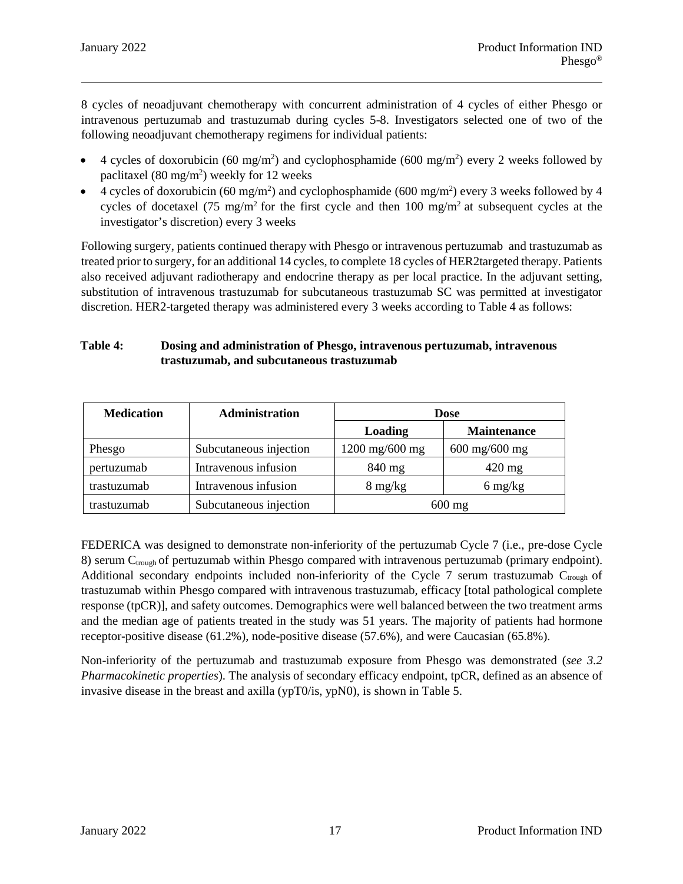8 cycles of neoadjuvant chemotherapy with concurrent administration of 4 cycles of either Phesgo or intravenous pertuzumab and trastuzumab during cycles 5-8. Investigators selected one of two of the following neoadjuvant chemotherapy regimens for individual patients:

- 4 cycles of doxorubicin (60 mg/m$^2$) and cyclophosphamide (600 mg/m$^2$) every 2 weeks followed by paclitaxel (80 mg/m$^2$) weekly for 12 weeks
- 4 cycles of doxorubicin (60 mg/m$^2$) and cyclophosphamide (600 mg/m$^2$) every 3 weeks followed by 4 cycles of docetaxel (75 mg/m$^2$ for the first cycle and then 100 mg/m$^2$ at subsequent cycles at the investigator's discretion) every 3 weeks

Following surgery, patients continued therapy with Phesgo or intravenous pertuzumab and trastuzumab as treated prior to surgery, for an additional 14 cycles, to complete 18 cycles of HER2targeted therapy. Patients also received adjuvant radiotherapy and endocrine therapy as per local practice. In the adjuvant setting, substitution of intravenous trastuzumab for subcutaneous trastuzumab SC was permitted at investigator discretion. HER2-targeted therapy was administered every 3 weeks according to Table 4 as follows:

**Table 4: Dosing and administration of Phesgo, intravenous pertuzumab, intravenous trastuzumab, and subcutaneous trastuzumab**

| Medication | Administration | Dose | |
|---|---|---|---|
| | | Loading | Maintenance |
| Phesgo | Subcutaneous injection | 1200 mg/600 mg | 600 mg/600 mg |
| pertuzumab | Intravenous infusion | 840 mg | 420 mg |
| trastuzumab | Intravenous infusion | 8 mg/kg | 6 mg/kg |
| trastuzumab | Subcutaneous injection | 600 mg | |

FEDERICA was designed to demonstrate non-inferiority of the pertuzumab Cycle 7 (i.e., pre-dose Cycle 8) serum $C_{trough}$ of pertuzumab within Phesgo compared with intravenous pertuzumab (primary endpoint). Additional secondary endpoints included non-inferiority of the Cycle 7 serum trastuzumab $C_{trough}$ of trastuzumab within Phesgo compared with intravenous trastuzumab, efficacy [total pathological complete response (tpCR)], and safety outcomes. Demographics were well balanced between the two treatment arms and the median age of patients treated in the study was 51 years. The majority of patients had hormone receptor-positive disease (61.2%), node-positive disease (57.6%), and were Caucasian (65.8%).

Non-inferiority of the pertuzumab and trastuzumab exposure from Phesgo was demonstrated (*see 3.2 Pharmacokinetic properties*). The analysis of secondary efficacy endpoint, tpCR, defined as an absence of invasive disease in the breast and axilla (ypT0/is, ypN0), is shown in Table 5.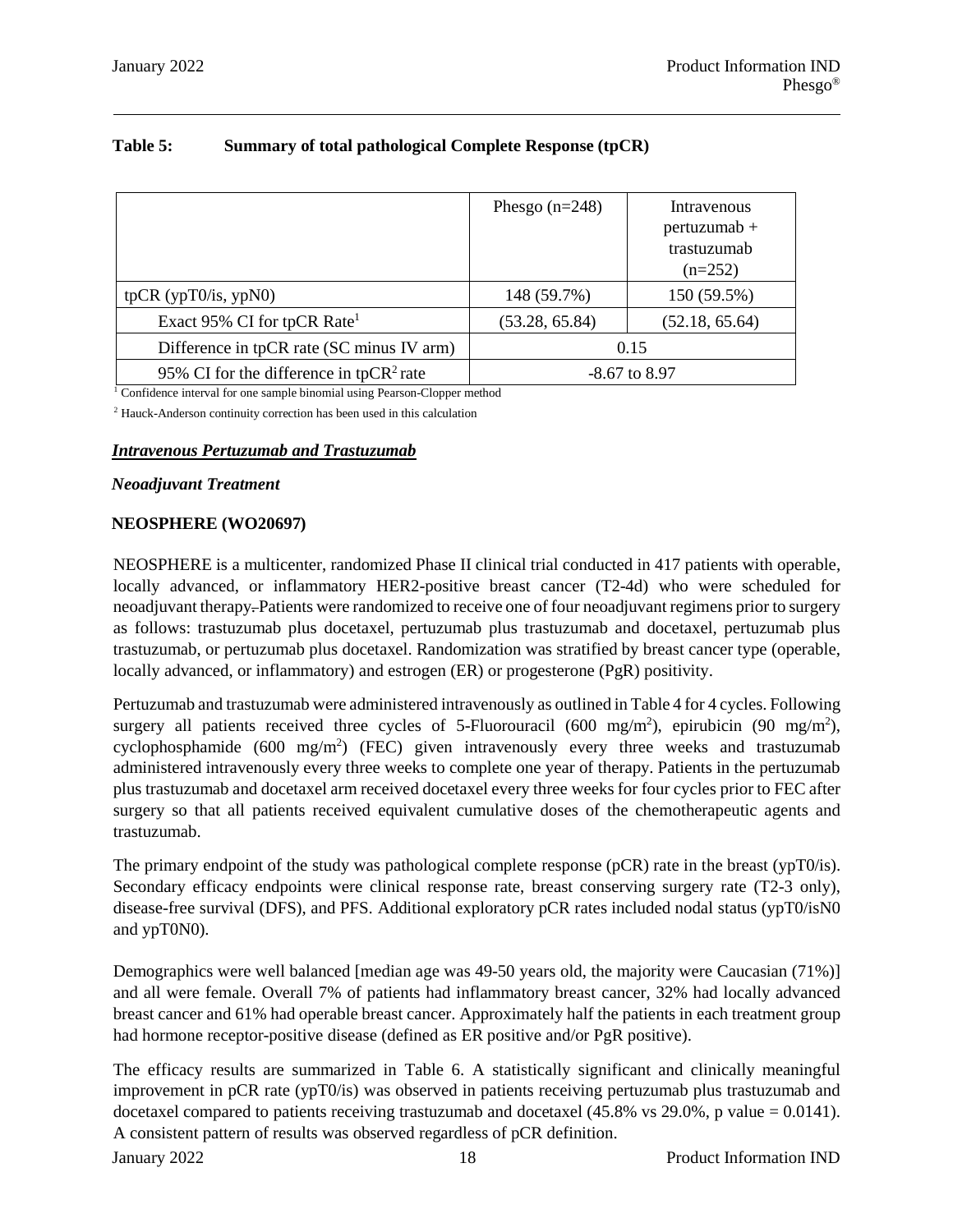**Table 5: Summary of total pathological Complete Response (tpCR)**

| | Phesgo (n=248) | Intravenous pertuzumab + trastuzumab (n=252) |
|---|---|---|
| tpCR (ypT0/is, ypN0) | 148 (59.7%) | 150 (59.5%) |
| Exact 95% CI for tpCR Rate[1] | (53.28, 65.84) | (52.18, 65.64) |
| Difference in tpCR rate (SC minus IV arm) | 0.15 | |
| 95% CI for the difference in tpCR[2] rate | -8.67 to 8.97 | |

[1] Confidence interval for one sample binomial using Pearson-Clopper method

[2] Hauck-Anderson continuity correction has been used in this calculation

***Intravenous Pertuzumab and Trastuzumab***

***Neoadjuvant Treatment***

**NEOSPHERE (WO20697)**

NEOSPHERE is a multicenter, randomized Phase II clinical trial conducted in 417 patients with operable, locally advanced, or inflammatory HER2-positive breast cancer (T2-4d) who were scheduled for neoadjuvant therapy. Patients were randomized to receive one of four neoadjuvant regimens prior to surgery as follows: trastuzumab plus docetaxel, pertuzumab plus trastuzumab and docetaxel, pertuzumab plus trastuzumab, or pertuzumab plus docetaxel. Randomization was stratified by breast cancer type (operable, locally advanced, or inflammatory) and estrogen (ER) or progesterone (PgR) positivity.

Pertuzumab and trastuzumab were administered intravenously as outlined in Table 4 for 4 cycles. Following surgery all patients received three cycles of 5-Fluorouracil (600 mg/m$^2$), epirubicin (90 mg/m$^2$), cyclophosphamide (600 mg/m$^2$) (FEC) given intravenously every three weeks and trastuzumab administered intravenously every three weeks to complete one year of therapy. Patients in the pertuzumab plus trastuzumab and docetaxel arm received docetaxel every three weeks for four cycles prior to FEC after surgery so that all patients received equivalent cumulative doses of the chemotherapeutic agents and trastuzumab.

The primary endpoint of the study was pathological complete response (pCR) rate in the breast (ypT0/is). Secondary efficacy endpoints were clinical response rate, breast conserving surgery rate (T2-3 only), disease-free survival (DFS), and PFS. Additional exploratory pCR rates included nodal status (ypT0/isN0 and ypT0N0).

Demographics were well balanced [median age was 49-50 years old, the majority were Caucasian (71%)] and all were female. Overall 7% of patients had inflammatory breast cancer, 32% had locally advanced breast cancer and 61% had operable breast cancer. Approximately half the patients in each treatment group had hormone receptor-positive disease (defined as ER positive and/or PgR positive).

The efficacy results are summarized in Table 6. A statistically significant and clinically meaningful improvement in pCR rate (ypT0/is) was observed in patients receiving pertuzumab plus trastuzumab and docetaxel compared to patients receiving trastuzumab and docetaxel (45.8% vs 29.0%, p value = 0.0141). A consistent pattern of results was observed regardless of pCR definition.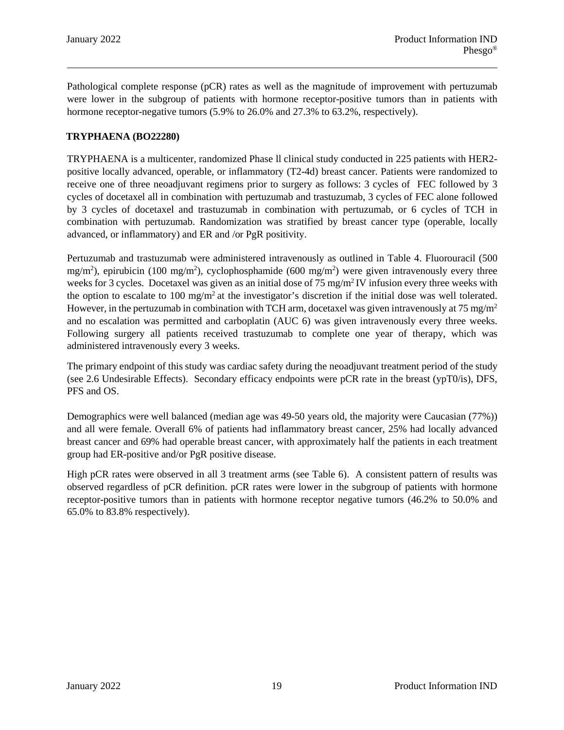Pathological complete response (pCR) rates as well as the magnitude of improvement with pertuzumab were lower in the subgroup of patients with hormone receptor-positive tumors than in patients with hormone receptor-negative tumors (5.9% to 26.0% and 27.3% to 63.2%, respectively).

### TRYPHAENA (BO22280)

TRYPHAENA is a multicenter, randomized Phase ll clinical study conducted in 225 patients with HER2-positive locally advanced, operable, or inflammatory (T2-4d) breast cancer. Patients were randomized to receive one of three neoadjuvant regimens prior to surgery as follows: 3 cycles of FEC followed by 3 cycles of docetaxel all in combination with pertuzumab and trastuzumab, 3 cycles of FEC alone followed by 3 cycles of docetaxel and trastuzumab in combination with pertuzumab, or 6 cycles of TCH in combination with pertuzumab. Randomization was stratified by breast cancer type (operable, locally advanced, or inflammatory) and ER and /or PgR positivity.

Pertuzumab and trastuzumab were administered intravenously as outlined in Table 4. Fluorouracil (500 $mg/m^2$), epirubicin (100 $mg/m^2$), cyclophosphamide (600 $mg/m^2$) were given intravenously every three weeks for 3 cycles. Docetaxel was given as an initial dose of 75 $mg/m^2$ IV infusion every three weeks with the option to escalate to 100 $mg/m^2$ at the investigator's discretion if the initial dose was well tolerated. However, in the pertuzumab in combination with TCH arm, docetaxel was given intravenously at 75 $mg/m^2$ and no escalation was permitted and carboplatin (AUC 6) was given intravenously every three weeks. Following surgery all patients received trastuzumab to complete one year of therapy, which was administered intravenously every 3 weeks.

The primary endpoint of this study was cardiac safety during the neoadjuvant treatment period of the study (see 2.6 Undesirable Effects). Secondary efficacy endpoints were pCR rate in the breast (ypT0/is), DFS, PFS and OS.

Demographics were well balanced (median age was 49-50 years old, the majority were Caucasian (77%)) and all were female. Overall 6% of patients had inflammatory breast cancer, 25% had locally advanced breast cancer and 69% had operable breast cancer, with approximately half the patients in each treatment group had ER-positive and/or PgR positive disease.

High pCR rates were observed in all 3 treatment arms (see Table 6). A consistent pattern of results was observed regardless of pCR definition. pCR rates were lower in the subgroup of patients with hormone receptor-positive tumors than in patients with hormone receptor negative tumors (46.2% to 50.0% and 65.0% to 83.8% respectively).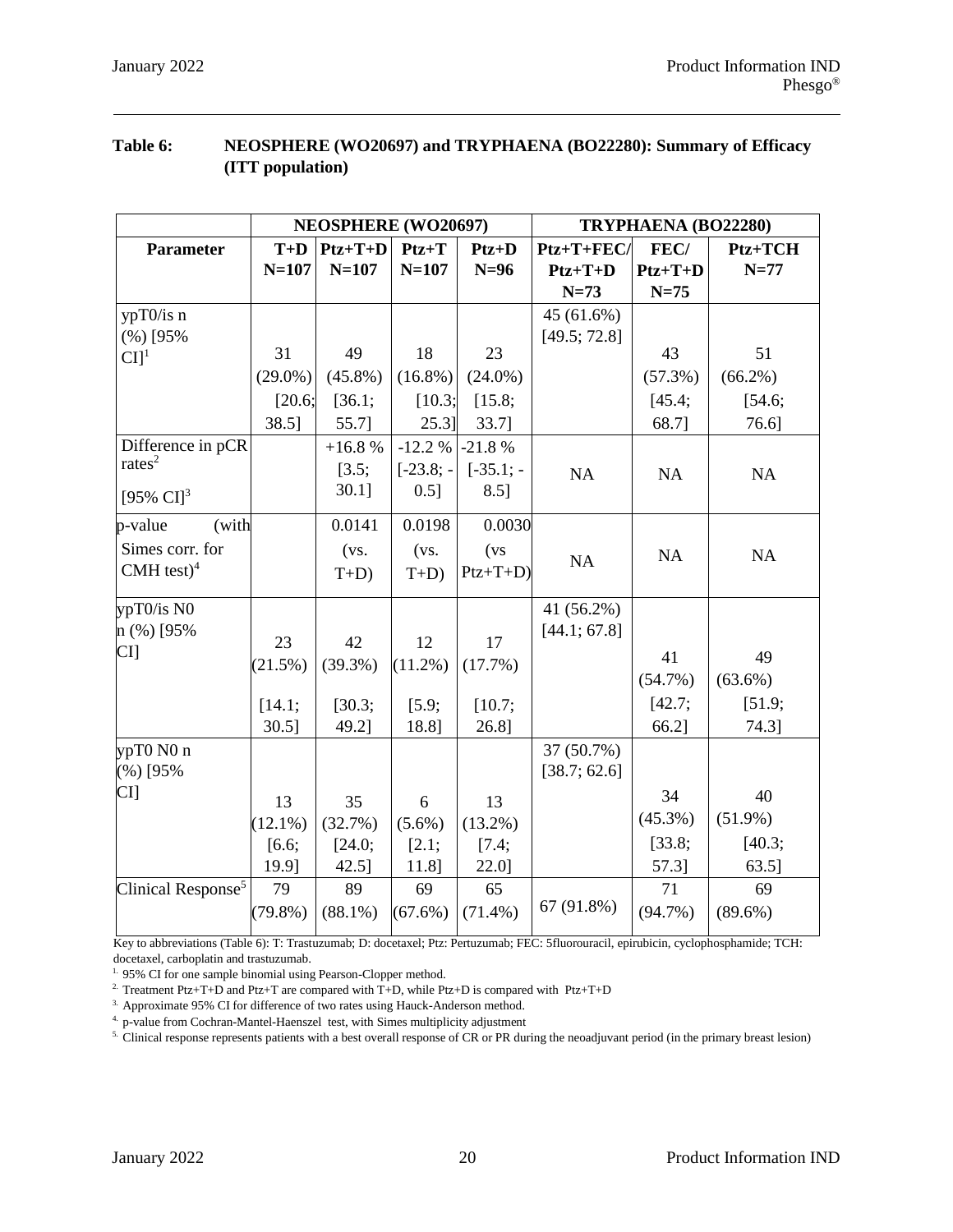**Table 6: NEOSPHERE (WO20697) and TRYPHAENA (BO22280): Summary of Efficacy (ITT population)**

| | NEOSPHERE (WO20697) | | | | TRYPHAENA (BO22280) | | |
|---|---|---|---|---|---|---|---|
| **Parameter** | **T+D N=107** | **Ptz+T+D N=107** | **Ptz+T N=107** | **Ptz+D N=96** | **Ptz+T+FEC/ Ptz+T+D N=73** | **FEC/ Ptz+T+D N=75** | **Ptz+TCH N=77** |
| ypT0/is n (%) [95% CI][1] | 31 (29.0%) [20.6; 38.5] | 49 (45.8%) [36.1; 55.7] | 18 (16.8%) [10.3; 25.3] | 23 (24.0%) [15.8; 33.7] | 45 (61.6%) [49.5; 72.8] | 43 (57.3%) [45.4; 68.7] | 51 (66.2%) [54.6; 76.6] |
| Difference in pCR rates[2] [95% CI][3] | | +16.8 % [3.5; 30.1] | -12.2 % [-23.8; -0.5] | -21.8 % [-35.1; -8.5] | NA | NA | NA |
| p-value (with Simes corr. for CMH test)[4] | | 0.0141 (vs. T+D) | 0.0198 (vs. T+D) | 0.0030 (vs Ptz+T+D) | NA | NA | NA |
| ypT0/is N0 n (%) [95% CI] | 23 (21.5%) [14.1; 30.5] | 42 (39.3%) [30.3; 49.2] | 12 (11.2%) [5.9; 18.8] | 17 (17.7%) [10.7; 26.8] | 41 (56.2%) [44.1; 67.8] | 41 (54.7%) [42.7; 66.2] | 49 (63.6%) [51.9; 74.3] |
| ypT0 N0 n (%) [95% CI] | 13 (12.1%) [6.6; 19.9] | 35 (32.7%) [24.0; 42.5] | 6 (5.6%) [2.1; 11.8] | 13 (13.2%) [7.4; 22.0] | 37 (50.7%) [38.7; 62.6] | 34 (45.3%) [33.8; 57.3] | 40 (51.9%) [40.3; 63.5] |
| Clinical Response[5] | 79 (79.8%) | 89 (88.1%) | 69 (67.6%) | 65 (71.4%) | 67 (91.8%) | 71 (94.7%) | 69 (89.6%) |

Key to abbreviations (Table 6): T: Trastuzumab; D: docetaxel; Ptz: Pertuzumab; FEC: 5fluorouracil, epirubicin, cyclophosphamide; TCH: docetaxel, carboplatin and trastuzumab.

1. 95% CI for one sample binomial using Pearson-Clopper method.
2. Treatment Ptz+T+D and Ptz+T are compared with T+D, while Ptz+D is compared with Ptz+T+D
3. Approximate 95% CI for difference of two rates using Hauck-Anderson method.
4. p-value from Cochran-Mantel-Haenszel test, with Simes multiplicity adjustment
5. Clinical response represents patients with a best overall response of CR or PR during the neoadjuvant period (in the primary breast lesion)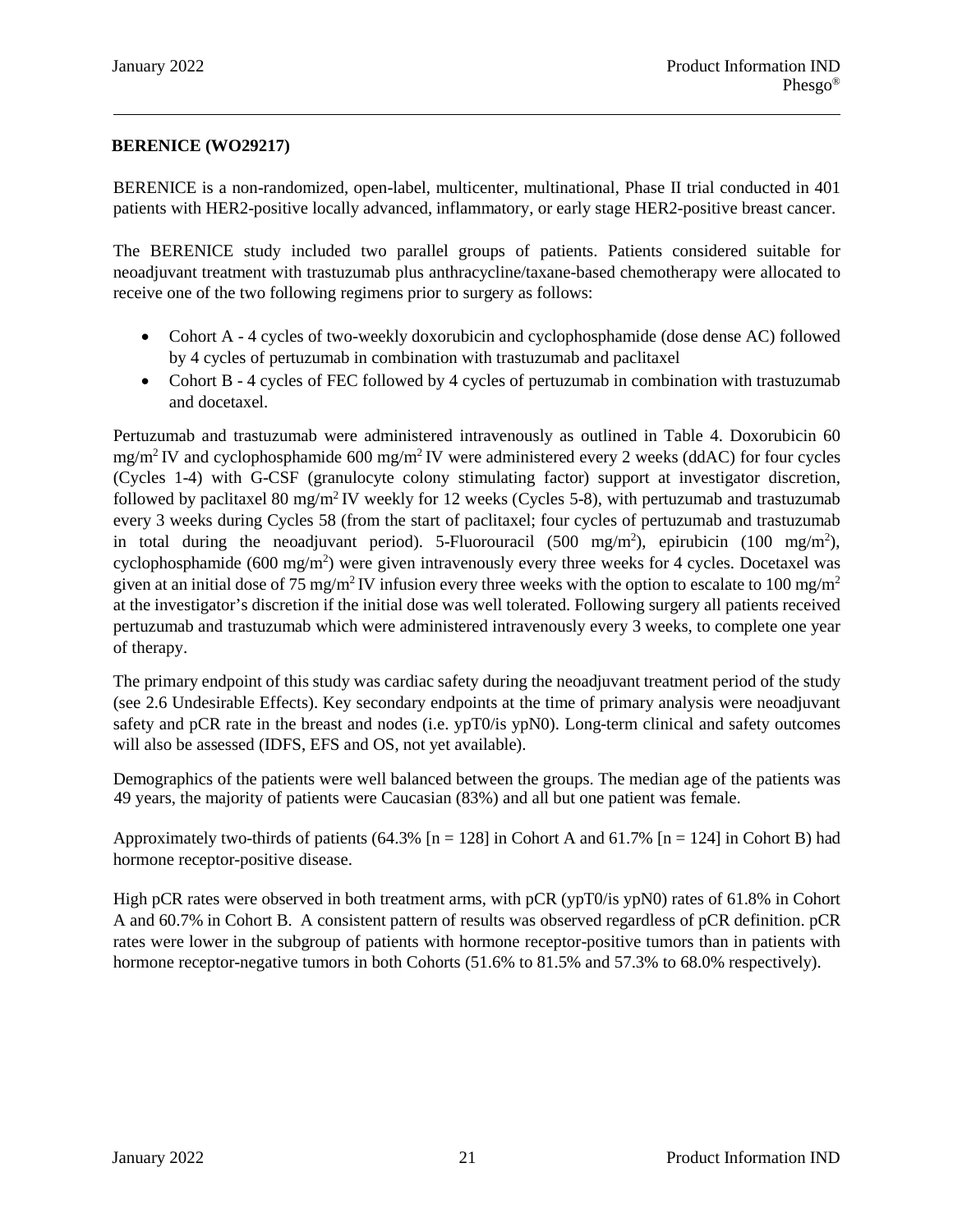**BERENICE (WO29217)**

BERENICE is a non-randomized, open-label, multicenter, multinational, Phase II trial conducted in 401 patients with HER2-positive locally advanced, inflammatory, or early stage HER2-positive breast cancer.

The BERENICE study included two parallel groups of patients. Patients considered suitable for neoadjuvant treatment with trastuzumab plus anthracycline/taxane-based chemotherapy were allocated to receive one of the two following regimens prior to surgery as follows:

- Cohort A - 4 cycles of two-weekly doxorubicin and cyclophosphamide (dose dense AC) followed by 4 cycles of pertuzumab in combination with trastuzumab and paclitaxel
- Cohort B - 4 cycles of FEC followed by 4 cycles of pertuzumab in combination with trastuzumab and docetaxel.

Pertuzumab and trastuzumab were administered intravenously as outlined in Table 4. Doxorubicin 60 $mg/m^2$ IV and cyclophosphamide 600 $mg/m^2$ IV were administered every 2 weeks (ddAC) for four cycles (Cycles 1-4) with G-CSF (granulocyte colony stimulating factor) support at investigator discretion, followed by paclitaxel 80 $mg/m^2$ IV weekly for 12 weeks (Cycles 5-8), with pertuzumab and trastuzumab every 3 weeks during Cycles 58 (from the start of paclitaxel; four cycles of pertuzumab and trastuzumab in total during the neoadjuvant period). 5-Fluorouracil (500 $mg/m^2$), epirubicin (100 $mg/m^2$), cyclophosphamide (600 $mg/m^2$) were given intravenously every three weeks for 4 cycles. Docetaxel was given at an initial dose of 75 $mg/m^2$ IV infusion every three weeks with the option to escalate to 100 $mg/m^2$ at the investigator's discretion if the initial dose was well tolerated. Following surgery all patients received pertuzumab and trastuzumab which were administered intravenously every 3 weeks, to complete one year of therapy.

The primary endpoint of this study was cardiac safety during the neoadjuvant treatment period of the study (see 2.6 Undesirable Effects). Key secondary endpoints at the time of primary analysis were neoadjuvant safety and pCR rate in the breast and nodes (i.e. ypT0/is ypN0). Long-term clinical and safety outcomes will also be assessed (IDFS, EFS and OS, not yet available).

Demographics of the patients were well balanced between the groups. The median age of the patients was 49 years, the majority of patients were Caucasian (83%) and all but one patient was female.

Approximately two-thirds of patients (64.3% [n = 128] in Cohort A and 61.7% [n = 124] in Cohort B) had hormone receptor-positive disease.

High pCR rates were observed in both treatment arms, with pCR (ypT0/is ypN0) rates of 61.8% in Cohort A and 60.7% in Cohort B. A consistent pattern of results was observed regardless of pCR definition. pCR rates were lower in the subgroup of patients with hormone receptor-positive tumors than in patients with hormone receptor-negative tumors in both Cohorts (51.6% to 81.5% and 57.3% to 68.0% respectively).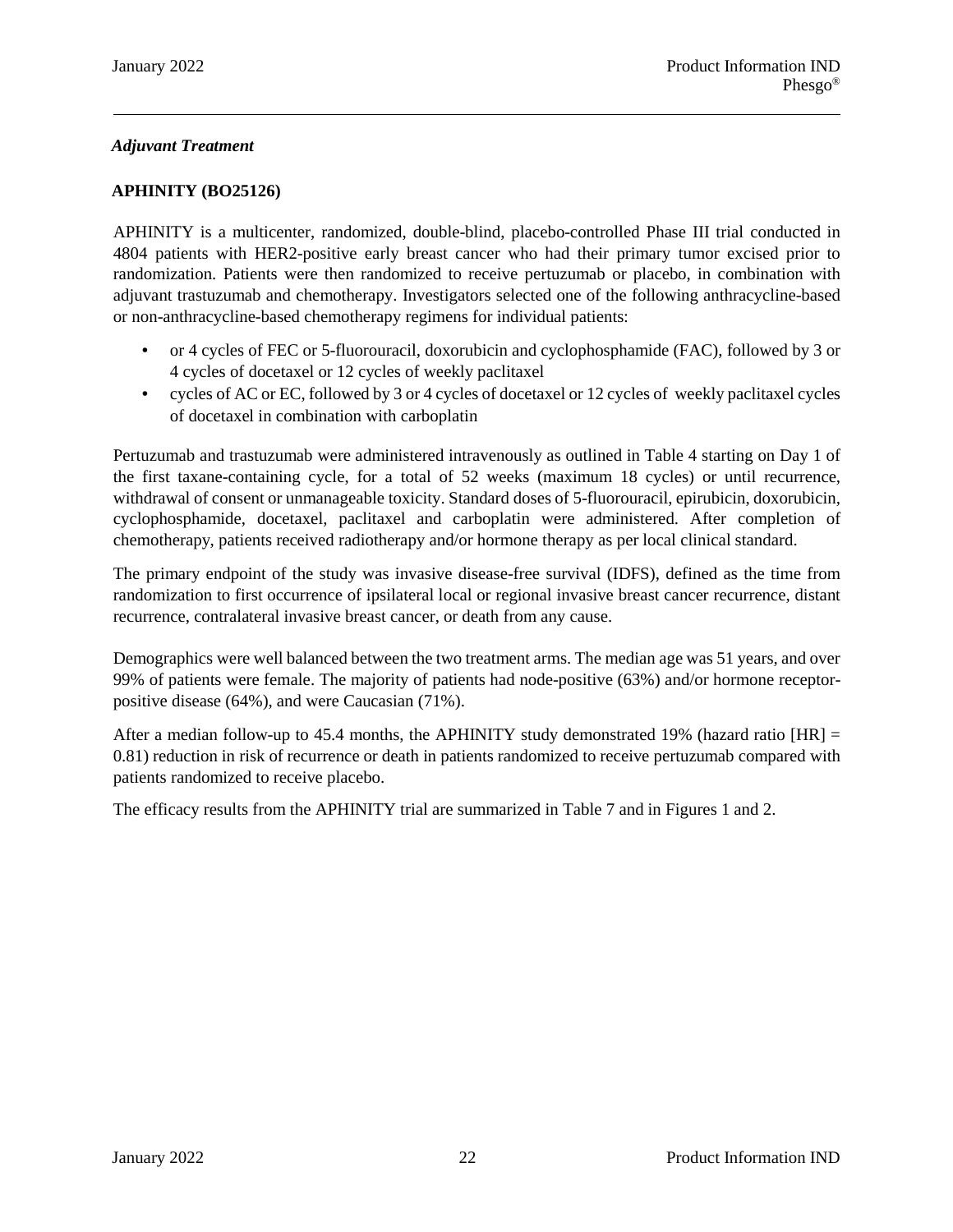### *Adjuvant Treatment*

**APHINITY (BO25126)**

APHINITY is a multicenter, randomized, double-blind, placebo-controlled Phase III trial conducted in 4804 patients with HER2-positive early breast cancer who had their primary tumor excised prior to randomization. Patients were then randomized to receive pertuzumab or placebo, in combination with adjuvant trastuzumab and chemotherapy. Investigators selected one of the following anthracycline-based or non-anthracycline-based chemotherapy regimens for individual patients:

- or 4 cycles of FEC or 5-fluorouracil, doxorubicin and cyclophosphamide (FAC), followed by 3 or 4 cycles of docetaxel or 12 cycles of weekly paclitaxel
- cycles of AC or EC, followed by 3 or 4 cycles of docetaxel or 12 cycles of weekly paclitaxel cycles of docetaxel in combination with carboplatin

Pertuzumab and trastuzumab were administered intravenously as outlined in Table 4 starting on Day 1 of the first taxane-containing cycle, for a total of 52 weeks (maximum 18 cycles) or until recurrence, withdrawal of consent or unmanageable toxicity. Standard doses of 5-fluorouracil, epirubicin, doxorubicin, cyclophosphamide, docetaxel, paclitaxel and carboplatin were administered. After completion of chemotherapy, patients received radiotherapy and/or hormone therapy as per local clinical standard.

The primary endpoint of the study was invasive disease-free survival (IDFS), defined as the time from randomization to first occurrence of ipsilateral local or regional invasive breast cancer recurrence, distant recurrence, contralateral invasive breast cancer, or death from any cause.

Demographics were well balanced between the two treatment arms. The median age was 51 years, and over 99% of patients were female. The majority of patients had node-positive (63%) and/or hormone receptor-positive disease (64%), and were Caucasian (71%).

After a median follow-up to 45.4 months, the APHINITY study demonstrated 19% (hazard ratio [HR] = 0.81) reduction in risk of recurrence or death in patients randomized to receive pertuzumab compared with patients randomized to receive placebo.

The efficacy results from the APHINITY trial are summarized in Table 7 and in Figures 1 and 2.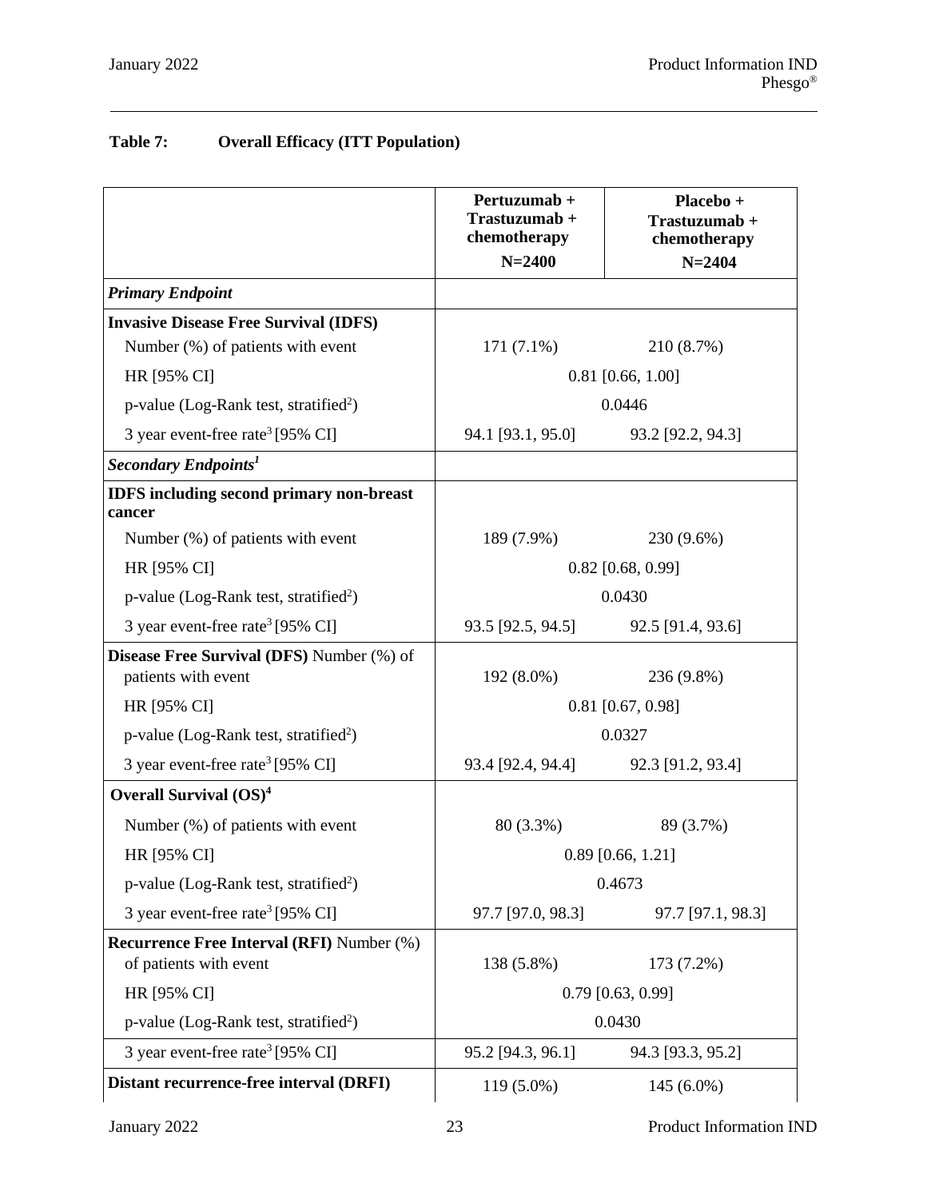**Table 7: Overall Efficacy (ITT Population)**

| | Pertuzumab + Trastuzumab + chemotherapy N=2400 | Placebo + Trastuzumab + chemotherapy N=2404 |
|---|---|---|
| ***Primary Endpoint*** | | |
| **Invasive Disease Free Survival (IDFS)** | | |
| Number (%) of patients with event | 171 (7.1%) | 210 (8.7%) |
| HR [95% CI] | 0.81 [0.66, 1.00] | |
| p-value (Log-Rank test, stratified[2]) | 0.0446 | |
| 3 year event-free rate[3] [95% CI] | 94.1 [93.1, 95.0] | 93.2 [92.2, 94.3] |
| ***Secondary Endpoints[1]*** | | |
| **IDFS including second primary non-breast cancer** | | |
| Number (%) of patients with event | 189 (7.9%) | 230 (9.6%) |
| HR [95% CI] | 0.82 [0.68, 0.99] | |
| p-value (Log-Rank test, stratified[2]) | 0.0430 | |
| 3 year event-free rate[3] [95% CI] | 93.5 [92.5, 94.5] | 92.5 [91.4, 93.6] |
| **Disease Free Survival (DFS)** Number (%) of patients with event | 192 (8.0%) | 236 (9.8%) |
| HR [95% CI] | 0.81 [0.67, 0.98] | |
| p-value (Log-Rank test, stratified[2]) | 0.0327 | |
| 3 year event-free rate[3] [95% CI] | 93.4 [92.4, 94.4] | 92.3 [91.2, 93.4] |
| **Overall Survival (OS)[4]** | | |
| Number (%) of patients with event | 80 (3.3%) | 89 (3.7%) |
| HR [95% CI] | 0.89 [0.66, 1.21] | |
| p-value (Log-Rank test, stratified[2]) | 0.4673 | |
| 3 year event-free rate[3] [95% CI] | 97.7 [97.0, 98.3] | 97.7 [97.1, 98.3] |
| **Recurrence Free Interval (RFI)** Number (%) of patients with event | 138 (5.8%) | 173 (7.2%) |
| HR [95% CI] | 0.79 [0.63, 0.99] | |
| p-value (Log-Rank test, stratified[2]) | 0.0430 | |
| 3 year event-free rate[3] [95% CI] | 95.2 [94.3, 96.1] | 94.3 [93.3, 95.2] |
| **Distant recurrence-free interval (DRFI)** | 119 (5.0%) | 145 (6.0%) |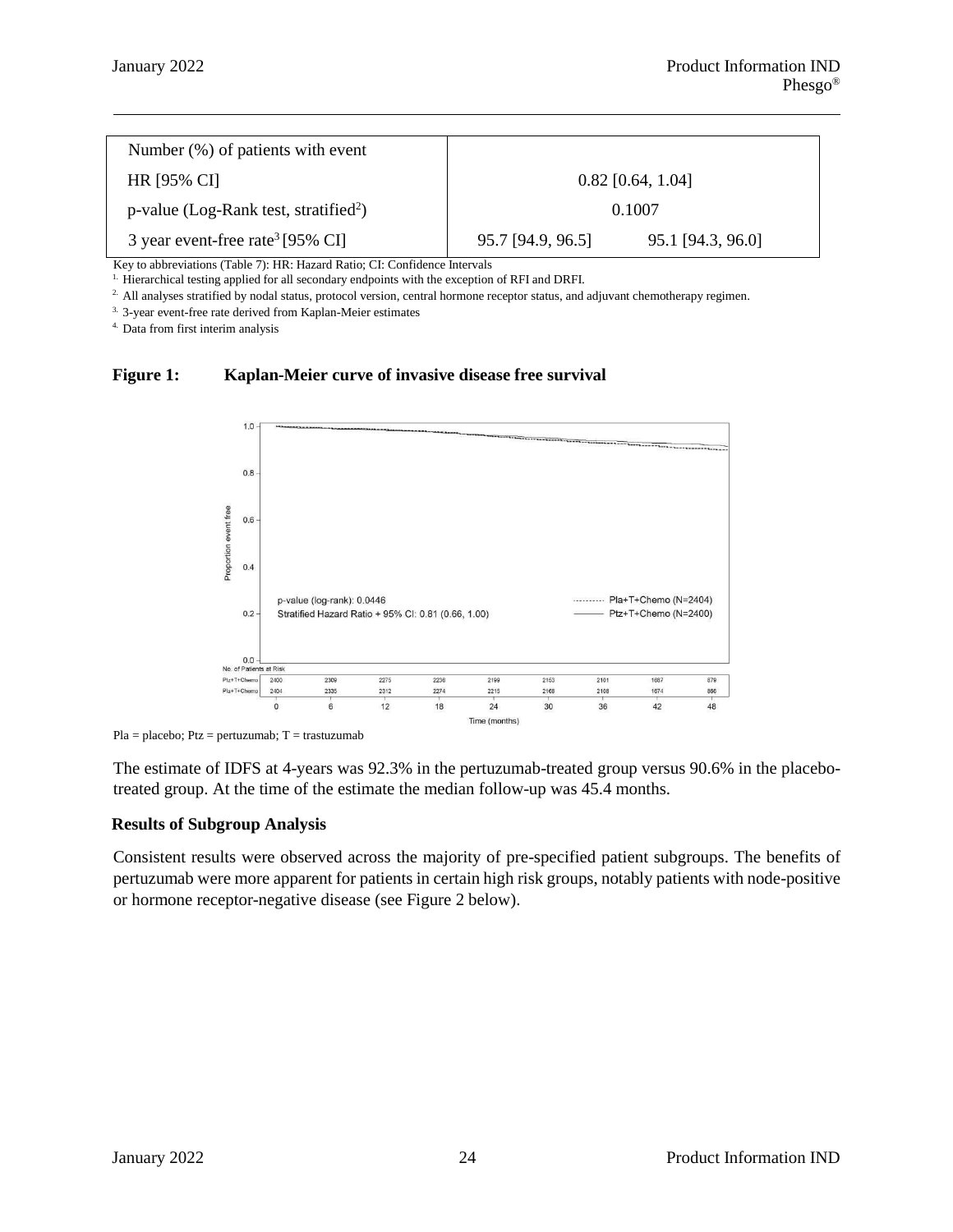| | | |
|---|---|---|
| Number (%) of patients with event | | |
| HR [95% CI] | 0.82 [0.64, 1.04] | |
| p-value (Log-Rank test, stratified[2]) | 0.1007 | |
| 3 year event-free rate[3] [95% CI] | 95.7 [94.9, 96.5] | 95.1 [94.3, 96.0] |

Key to abbreviations (Table 7): HR: Hazard Ratio; CI: Confidence Intervals

1. Hierarchical testing applied for all secondary endpoints with the exception of RFI and DRFI.
2. All analyses stratified by nodal status, protocol version, central hormone receptor status, and adjuvant chemotherapy regimen.
3. 3-year event-free rate derived from Kaplan-Meier estimates
4. Data from first interim analysis

**Figure 1: Kaplan-Meier curve of invasive disease free survival**

Pla = placebo; Ptz = pertuzumab; T = trastuzumab

The estimate of IDFS at 4-years was 92.3% in the pertuzumab-treated group versus 90.6% in the placebo-treated group. At the time of the estimate the median follow-up was 45.4 months.

**Results of Subgroup Analysis**

Consistent results were observed across the majority of pre-specified patient subgroups. The benefits of pertuzumab were more apparent for patients in certain high risk groups, notably patients with node-positive or hormone receptor-negative disease (see Figure 2 below).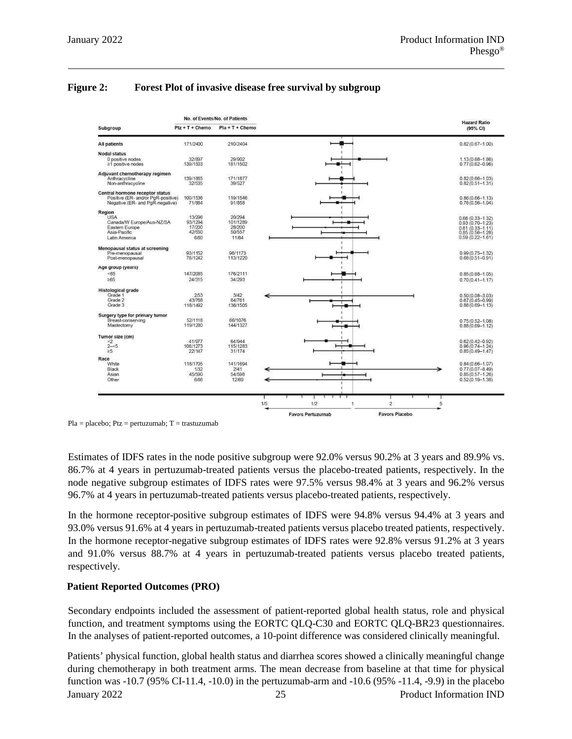**Figure 2: Forest Plot of invasive disease free survival by subgroup**

| Subgroup | Ptz + T + Chemo (No. of Events/No. of Patients) | Pla + T + Chemo (No. of Events/No. of Patients) | Hazard Ratio (95% CI) |
|---|---|---|---|
| **All patients** | 171/2400 | 210/2404 | 0.82 (0.67–1.00) |
| **Nodal status** | | | |
| 0 positive nodes | 32/897 | 29/902 | 1.13 (0.68–1.86) |
| ≥1 positive nodes | 139/1503 | 181/1502 | 0.77 (0.62–0.96) |
| **Adjuvant chemotherapy regimen** | | | |
| Anthracycline | 139/1865 | 171/1877 | 0.82 (0.66–1.03) |
| Non-anthracycline | 32/535 | 39/527 | 0.82 (0.51–1.31) |
| **Central hormone receptor status** | | | |
| Positive (ER- and/or PgR-positive) | 100/1536 | 119/1546 | 0.86 (0.66–1.13) |
| Negative (ER- and PgR-negative) | 71/864 | 91/858 | 0.76 (0.56–1.04) |
| **Region** | | | |
| USA | 13/296 | 20/294 | 0.66 (0.33–1.32) |
| Canada/W Europe/Aus-NZ/SA | 93/1294 | 101/1289 | 0.93 (0.70–1.23) |
| Eastern Europe | 17/200 | 28/200 | 0.61 (0.33–1.11) |
| Asia-Pacific | 42/550 | 50/557 | 0.85 (0.56–1.28) |
| Latin America | 6/60 | 11/64 | 0.59 (0.22–1.61) |
| **Menopausal status at screening** | | | |
| Pre-menopausal | 93/1152 | 96/1173 | 0.99 (0.75–1.32) |
| Post-menopausal | 78/1242 | 113/1220 | 0.68 (0.51–0.91) |
| **Age group (years)** | | | |
| <65 | 147/2085 | 176/2111 | 0.85 (0.68–1.05) |
| ≥65 | 24/315 | 34/293 | 0.70 (0.41–1.17) |
| **Histological grade** | | | |
| Grade 1 | 2/53 | 3/42 | 0.50 (0.08–3.03) |
| Grade 2 | 43/788 | 64/761 | 0.67 (0.45–0.99) |
| Grade 3 | 118/1492 | 136/1505 | 0.88 (0.69–1.13) |
| **Surgery type for primary tumor** | | | |
| Breast-conserving | 52/1118 | 66/1076 | 0.75 (0.52–1.08) |
| Mastectomy | 119/1280 | 144/1327 | 0.88 (0.69–1.12) |
| **Tumor size (cm)** | | | |
| <2 | 41/977 | 64/944 | 0.62 (0.42–0.92) |
| 2–<5 | 108/1273 | 115/1283 | 0.96 (0.74–1.24) |
| ≥5 | 22/147 | 31/174 | 0.85 (0.49–1.47) |
| **Race** | | | |
| White | 118/1705 | 141/1694 | 0.84 (0.66–1.07) |
| Black | 1/32 | 2/41 | 0.77 (0.07–8.49) |
| Asian | 45/590 | 54/598 | 0.85 (0.57–1.26) |
| Other | 6/66 | 12/69 | 0.52 (0.19–1.38) |

Favors Pertuzumab ← → Favors Placebo

Pla = placebo; Ptz = pertuzumab; T = trastuzumab

Estimates of IDFS rates in the node positive subgroup were 92.0% versus 90.2% at 3 years and 89.9% vs. 86.7% at 4 years in pertuzumab-treated patients versus the placebo-treated patients, respectively. In the node negative subgroup estimates of IDFS rates were 97.5% versus 98.4% at 3 years and 96.2% versus 96.7% at 4 years in pertuzumab-treated patients versus placebo-treated patients, respectively.

In the hormone receptor-positive subgroup estimates of IDFS were 94.8% versus 94.4% at 3 years and 93.0% versus 91.6% at 4 years in pertuzumab-treated patients versus placebo treated patients, respectively. In the hormone receptor-negative subgroup estimates of IDFS rates were 92.8% versus 91.2% at 3 years and 91.0% versus 88.7% at 4 years in pertuzumab-treated patients versus placebo treated patients, respectively.

**Patient Reported Outcomes (PRO)**

Secondary endpoints included the assessment of patient-reported global health status, role and physical function, and treatment symptoms using the EORTC QLQ-C30 and EORTC QLQ-BR23 questionnaires. In the analyses of patient-reported outcomes, a 10-point difference was considered clinically meaningful.

Patients' physical function, global health status and diarrhea scores showed a clinically meaningful change during chemotherapy in both treatment arms. The mean decrease from baseline at that time for physical function was -10.7 (95% CI-11.4, -10.0) in the pertuzumab-arm and -10.6 (95% -11.4, -9.9) in the placebo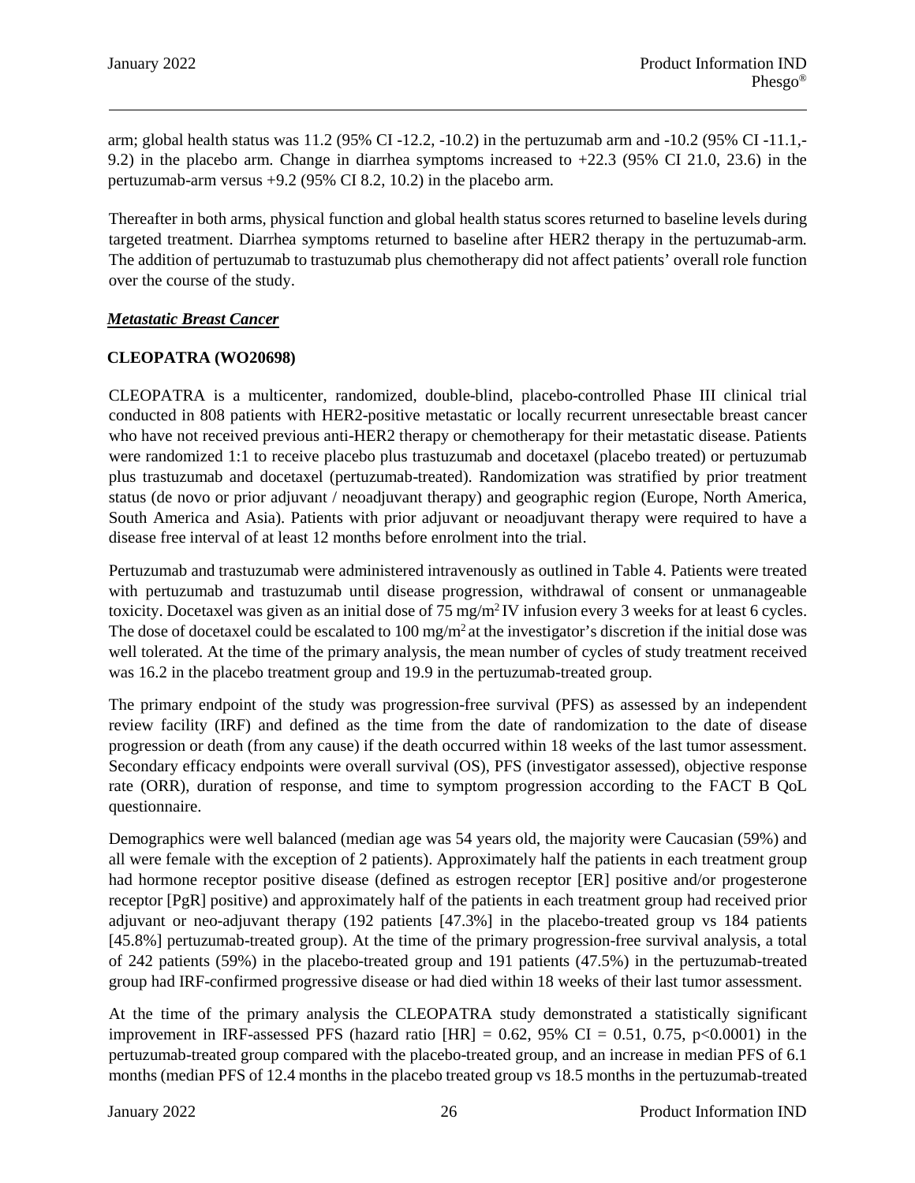arm; global health status was 11.2 (95% CI -12.2, -10.2) in the pertuzumab arm and -10.2 (95% CI -11.1,-9.2) in the placebo arm. Change in diarrhea symptoms increased to +22.3 (95% CI 21.0, 23.6) in the pertuzumab-arm versus +9.2 (95% CI 8.2, 10.2) in the placebo arm.

Thereafter in both arms, physical function and global health status scores returned to baseline levels during targeted treatment. Diarrhea symptoms returned to baseline after HER2 therapy in the pertuzumab-arm. The addition of pertuzumab to trastuzumab plus chemotherapy did not affect patients' overall role function over the course of the study.

***Metastatic Breast Cancer***

**CLEOPATRA (WO20698)**

CLEOPATRA is a multicenter, randomized, double-blind, placebo-controlled Phase III clinical trial conducted in 808 patients with HER2-positive metastatic or locally recurrent unresectable breast cancer who have not received previous anti-HER2 therapy or chemotherapy for their metastatic disease. Patients were randomized 1:1 to receive placebo plus trastuzumab and docetaxel (placebo treated) or pertuzumab plus trastuzumab and docetaxel (pertuzumab-treated). Randomization was stratified by prior treatment status (de novo or prior adjuvant / neoadjuvant therapy) and geographic region (Europe, North America, South America and Asia). Patients with prior adjuvant or neoadjuvant therapy were required to have a disease free interval of at least 12 months before enrolment into the trial.

Pertuzumab and trastuzumab were administered intravenously as outlined in Table 4. Patients were treated with pertuzumab and trastuzumab until disease progression, withdrawal of consent or unmanageable toxicity. Docetaxel was given as an initial dose of 75 mg/m$^2$ IV infusion every 3 weeks for at least 6 cycles. The dose of docetaxel could be escalated to 100 mg/m$^2$ at the investigator's discretion if the initial dose was well tolerated. At the time of the primary analysis, the mean number of cycles of study treatment received was 16.2 in the placebo treatment group and 19.9 in the pertuzumab-treated group.

The primary endpoint of the study was progression-free survival (PFS) as assessed by an independent review facility (IRF) and defined as the time from the date of randomization to the date of disease progression or death (from any cause) if the death occurred within 18 weeks of the last tumor assessment. Secondary efficacy endpoints were overall survival (OS), PFS (investigator assessed), objective response rate (ORR), duration of response, and time to symptom progression according to the FACT B QoL questionnaire.

Demographics were well balanced (median age was 54 years old, the majority were Caucasian (59%) and all were female with the exception of 2 patients). Approximately half the patients in each treatment group had hormone receptor positive disease (defined as estrogen receptor [ER] positive and/or progesterone receptor [PgR] positive) and approximately half of the patients in each treatment group had received prior adjuvant or neo-adjuvant therapy (192 patients [47.3%] in the placebo-treated group vs 184 patients [45.8%] pertuzumab-treated group). At the time of the primary progression-free survival analysis, a total of 242 patients (59%) in the placebo-treated group and 191 patients (47.5%) in the pertuzumab-treated group had IRF-confirmed progressive disease or had died within 18 weeks of their last tumor assessment.

At the time of the primary analysis the CLEOPATRA study demonstrated a statistically significant improvement in IRF-assessed PFS (hazard ratio [HR] = 0.62, 95% CI = 0.51, 0.75, $p<0.0001$) in the pertuzumab-treated group compared with the placebo-treated group, and an increase in median PFS of 6.1 months (median PFS of 12.4 months in the placebo treated group vs 18.5 months in the pertuzumab-treated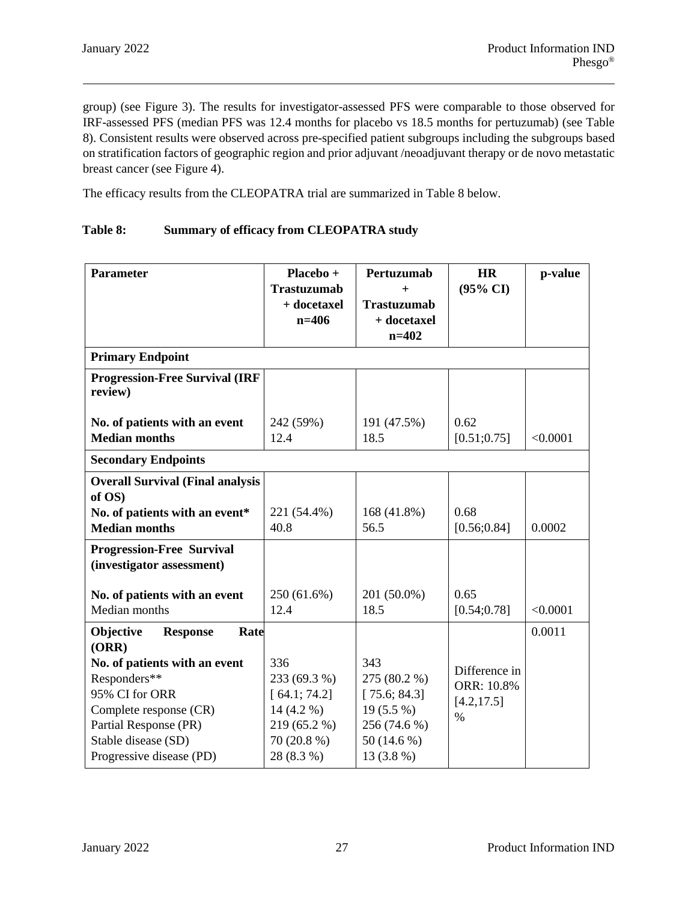group) (see Figure 3). The results for investigator-assessed PFS were comparable to those observed for IRF-assessed PFS (median PFS was 12.4 months for placebo vs 18.5 months for pertuzumab) (see Table 8). Consistent results were observed across pre-specified patient subgroups including the subgroups based on stratification factors of geographic region and prior adjuvant /neoadjuvant therapy or de novo metastatic breast cancer (see Figure 4).

The efficacy results from the CLEOPATRA trial are summarized in Table 8 below.

**Table 8: Summary of efficacy from CLEOPATRA study**

| **Parameter** | **Placebo + Trastuzumab + docetaxel n=406** | **Pertuzumab + Trastuzumab + docetaxel n=402** | **HR (95% CI)** | **p-value** |
|---|---|---|---|---|
| **Primary Endpoint** | | | | |
| **Progression-Free Survival (IRF review)**<br><br>**No. of patients with an event**<br>**Median months** | <br><br>242 (59%)<br>12.4 | <br><br>191 (47.5%)<br>18.5 | <br><br>0.62<br>[0.51;0.75] | <br><br><br><0.0001 |
| **Secondary Endpoints** | | | | |
| **Overall Survival (Final analysis of OS)**<br>**No. of patients with an event***<br>**Median months** | <br><br>221 (54.4%)<br>40.8 | <br><br>168 (41.8%)<br>56.5 | <br><br>0.68<br>[0.56;0.84] | <br><br><br>0.0002 |
| **Progression-Free Survival (investigator assessment)**<br><br>**No. of patients with an event**<br>Median months | <br><br><br>250 (61.6%)<br>12.4 | <br><br><br>201 (50.0%)<br>18.5 | <br><br><br>0.65<br>[0.54;0.78] | <br><br><br><br><0.0001 |
| **Objective Response Rate (ORR)**<br>**No. of patients with an event**<br>Responders**<br>95% CI for ORR<br>Complete response (CR)<br>Partial Response (PR)<br>Stable disease (SD)<br>Progressive disease (PD) | <br><br>336<br>233 (69.3 %)<br>[ 64.1; 74.2]<br>14 (4.2 %)<br>219 (65.2 %)<br>70 (20.8 %)<br>28 (8.3 %) | <br><br>343<br>275 (80.2 %)<br>[ 75.6; 84.3]<br>19 (5.5 %)<br>256 (74.6 %)<br>50 (14.6 %)<br>13 (3.8 %) | Difference in ORR: 10.8% [4.2,17.5] % | 0.0011 |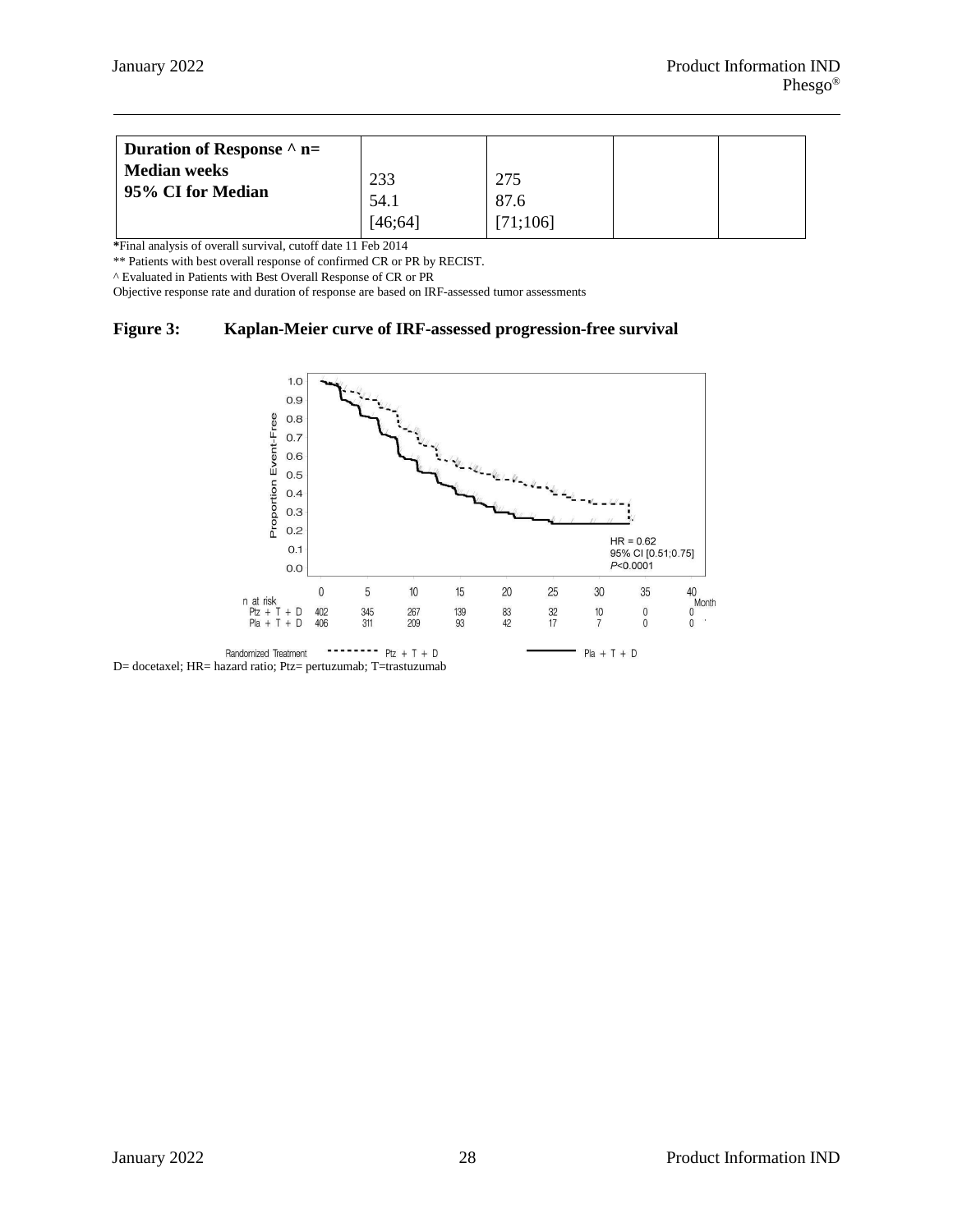| **Duration of Response ^ n=**<br>**Median weeks**<br>**95% CI for Median** | 233<br>54.1<br>[46;64] | 275<br>87.6<br>[71;106] | | |
|---|---|---|---|---|

*Final analysis of overall survival, cutoff date 11 Feb 2014

** Patients with best overall response of confirmed CR or PR by RECIST.

^ Evaluated in Patients with Best Overall Response of CR or PR

Objective response rate and duration of response are based on IRF-assessed tumor assessments

**Figure 3: Kaplan-Meier curve of IRF-assessed progression-free survival**

| n at risk | 0 | 5 | 10 | 15 | 20 | 25 | 30 | 35 | 40 |
|---|---|---|---|---|---|---|---|---|---|
| Ptz + T + D | 402 | 345 | 267 | 139 | 83 | 32 | 10 | 0 | 0 |
| Pla + T + D | 406 | 311 | 209 | 93 | 42 | 17 | 7 | 0 | 0 |

HR = 0.62
95% CI [0.51;0.75]
P<0.0001

D= docetaxel; HR= hazard ratio; Ptz= pertuzumab; T=trastuzumab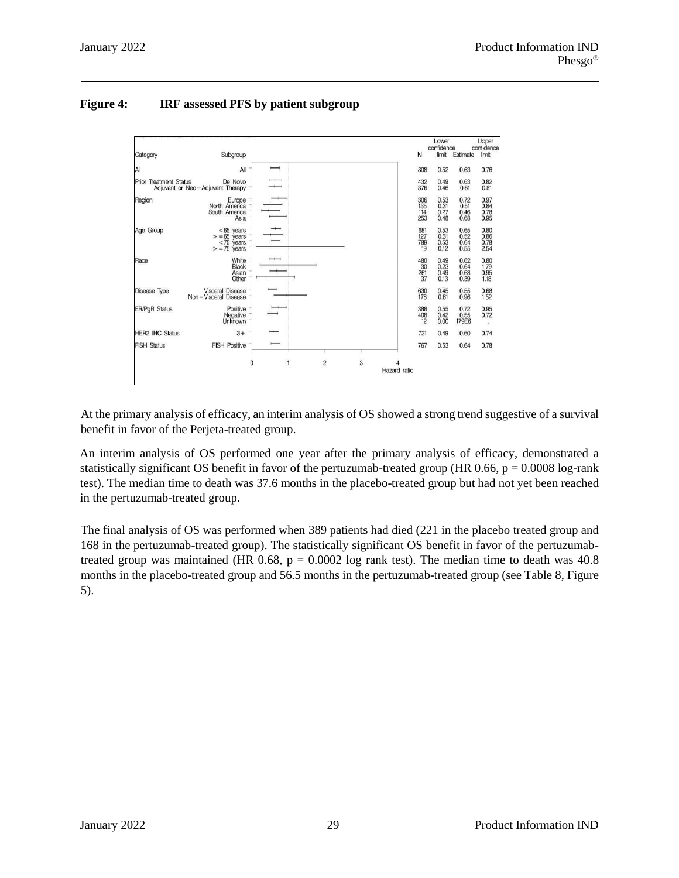**Figure 4: IRF assessed PFS by patient subgroup**

| Category | Subgroup | N | Lower confidence limit | Estimate | Upper confidence limit |
|---|---|---|---|---|---|
| All | All | 808 | 0.52 | 0.63 | 0.76 |
| Prior Treatment Status | De Novo | 432 | 0.49 | 0.63 | 0.82 |
| | Adjuvant or Neo – Adjuvant Therapy | 376 | 0.46 | 0.61 | 0.81 |
| Region | Europe | 306 | 0.53 | 0.72 | 0.97 |
| | North America | 135 | 0.31 | 0.51 | 0.84 |
| | South America | 114 | 0.27 | 0.46 | 0.78 |
| | Asia | 253 | 0.48 | 0.68 | 0.95 |
| Age Group | <65 years | 681 | 0.53 | 0.65 | 0.80 |
| | > =65 years | 127 | 0.31 | 0.52 | 0.86 |
| | <75 years | 789 | 0.53 | 0.64 | 0.78 |
| | > =75 years | 19 | 0.12 | 0.55 | 2.54 |
| Race | White | 480 | 0.49 | 0.62 | 0.80 |
| | Black | 30 | 0.23 | 0.64 | 1.79 |
| | Asian | 261 | 0.49 | 0.68 | 0.95 |
| | Other | 37 | 0.13 | 0.39 | 1.18 |
| Disease Type | Visceral Disease | 630 | 0.45 | 0.55 | 0.68 |
| | Non – Visceral Disease | 178 | 0.61 | 0.96 | 1.52 |
| ER/PgR Status | Positive | 388 | 0.55 | 0.72 | 0.95 |
| | Negative | 408 | 0.42 | 0.55 | 0.72 |
| | Unknown | 12 | 0.00 | 179E6 | . |
| HER2 IHC Status | 3+ | 721 | 0.49 | 0.60 | 0.74 |
| FISH Status | FISH Positive | 767 | 0.53 | 0.64 | 0.78 |

At the primary analysis of efficacy, an interim analysis of OS showed a strong trend suggestive of a survival benefit in favor of the Perjeta-treated group.

An interim analysis of OS performed one year after the primary analysis of efficacy, demonstrated a statistically significant OS benefit in favor of the pertuzumab-treated group (HR 0.66, $p = 0.0008$ log-rank test). The median time to death was 37.6 months in the placebo-treated group but had not yet been reached in the pertuzumab-treated group.

The final analysis of OS was performed when 389 patients had died (221 in the placebo treated group and 168 in the pertuzumab-treated group). The statistically significant OS benefit in favor of the pertuzumab-treated group was maintained (HR 0.68, $p = 0.0002$ log rank test). The median time to death was 40.8 months in the placebo-treated group and 56.5 months in the pertuzumab-treated group (see Table 8, Figure 5).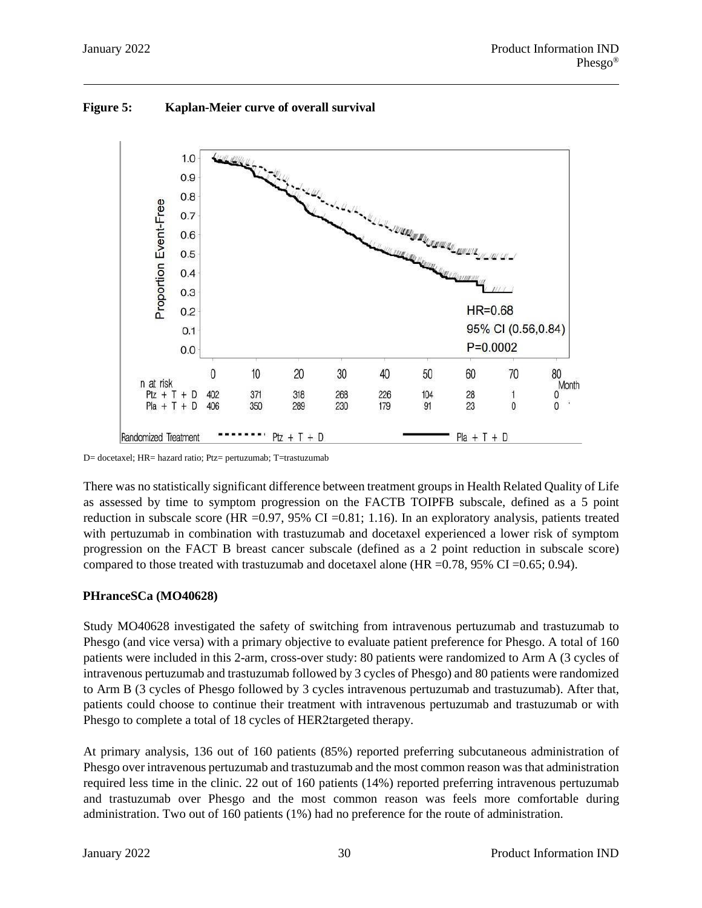**Figure 5: Kaplan-Meier curve of overall survival**

D= docetaxel; HR= hazard ratio; Ptz= pertuzumab; T=trastuzumab

There was no statistically significant difference between treatment groups in Health Related Quality of Life as assessed by time to symptom progression on the FACTB TOIPFB subscale, defined as a 5 point reduction in subscale score (HR =0.97, 95% CI =0.81; 1.16). In an exploratory analysis, patients treated with pertuzumab in combination with trastuzumab and docetaxel experienced a lower risk of symptom progression on the FACT B breast cancer subscale (defined as a 2 point reduction in subscale score) compared to those treated with trastuzumab and docetaxel alone (HR =0.78, 95% CI =0.65; 0.94).

**PHranceSCa (MO40628)**

Study MO40628 investigated the safety of switching from intravenous pertuzumab and trastuzumab to Phesgo (and vice versa) with a primary objective to evaluate patient preference for Phesgo. A total of 160 patients were included in this 2-arm, cross-over study: 80 patients were randomized to Arm A (3 cycles of intravenous pertuzumab and trastuzumab followed by 3 cycles of Phesgo) and 80 patients were randomized to Arm B (3 cycles of Phesgo followed by 3 cycles intravenous pertuzumab and trastuzumab). After that, patients could choose to continue their treatment with intravenous pertuzumab and trastuzumab or with Phesgo to complete a total of 18 cycles of HER2targeted therapy.

At primary analysis, 136 out of 160 patients (85%) reported preferring subcutaneous administration of Phesgo over intravenous pertuzumab and trastuzumab and the most common reason was that administration required less time in the clinic. 22 out of 160 patients (14%) reported preferring intravenous pertuzumab and trastuzumab over Phesgo and the most common reason was feels more comfortable during administration. Two out of 160 patients (1%) had no preference for the route of administration.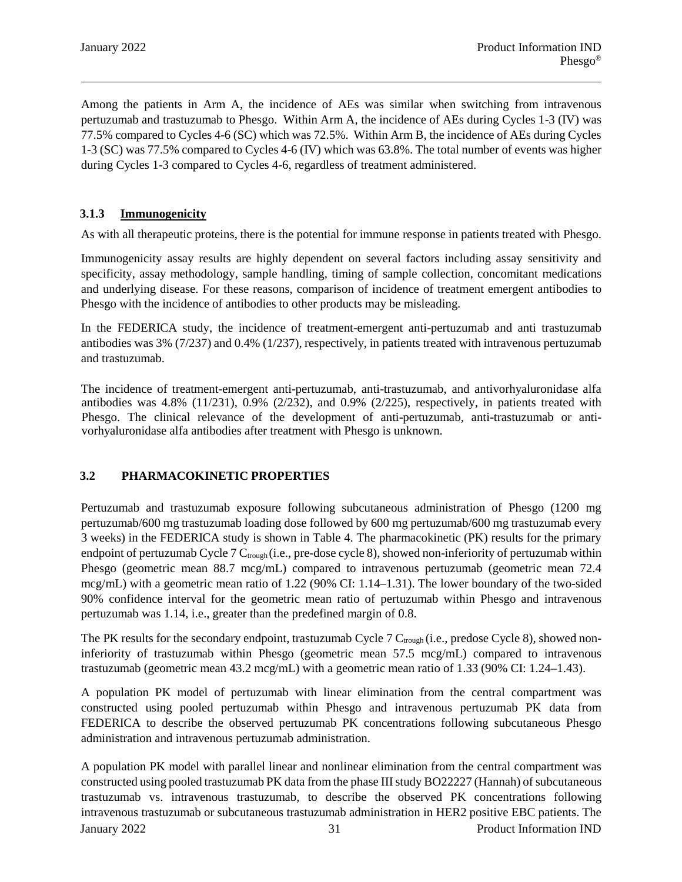Among the patients in Arm A, the incidence of AEs was similar when switching from intravenous pertuzumab and trastuzumab to Phesgo. Within Arm A, the incidence of AEs during Cycles 1-3 (IV) was 77.5% compared to Cycles 4-6 (SC) which was 72.5%. Within Arm B, the incidence of AEs during Cycles 1-3 (SC) was 77.5% compared to Cycles 4-6 (IV) which was 63.8%. The total number of events was higher during Cycles 1-3 compared to Cycles 4-6, regardless of treatment administered.

### 3.1.3 Immunogenicity

As with all therapeutic proteins, there is the potential for immune response in patients treated with Phesgo.

Immunogenicity assay results are highly dependent on several factors including assay sensitivity and specificity, assay methodology, sample handling, timing of sample collection, concomitant medications and underlying disease. For these reasons, comparison of incidence of treatment emergent antibodies to Phesgo with the incidence of antibodies to other products may be misleading.

In the FEDERICA study, the incidence of treatment-emergent anti-pertuzumab and anti trastuzumab antibodies was 3% (7/237) and 0.4% (1/237), respectively, in patients treated with intravenous pertuzumab and trastuzumab.

The incidence of treatment-emergent anti-pertuzumab, anti-trastuzumab, and antivorhyaluronidase alfa antibodies was 4.8% (11/231), 0.9% (2/232), and 0.9% (2/225), respectively, in patients treated with Phesgo. The clinical relevance of the development of anti-pertuzumab, anti-trastuzumab or anti-vorhyaluronidase alfa antibodies after treatment with Phesgo is unknown.

## 3.2 PHARMACOKINETIC PROPERTIES

Pertuzumab and trastuzumab exposure following subcutaneous administration of Phesgo (1200 mg pertuzumab/600 mg trastuzumab loading dose followed by 600 mg pertuzumab/600 mg trastuzumab every 3 weeks) in the FEDERICA study is shown in Table 4. The pharmacokinetic (PK) results for the primary endpoint of pertuzumab Cycle 7 $C_{trough}$ (i.e., pre-dose cycle 8), showed non-inferiority of pertuzumab within Phesgo (geometric mean 88.7 mcg/mL) compared to intravenous pertuzumab (geometric mean 72.4 mcg/mL) with a geometric mean ratio of 1.22 (90% CI: 1.14–1.31). The lower boundary of the two-sided 90% confidence interval for the geometric mean ratio of pertuzumab within Phesgo and intravenous pertuzumab was 1.14, i.e., greater than the predefined margin of 0.8.

The PK results for the secondary endpoint, trastuzumab Cycle 7 $C_{trough}$ (i.e., predose Cycle 8), showed non-inferiority of trastuzumab within Phesgo (geometric mean 57.5 mcg/mL) compared to intravenous trastuzumab (geometric mean 43.2 mcg/mL) with a geometric mean ratio of 1.33 (90% CI: 1.24–1.43).

A population PK model of pertuzumab with linear elimination from the central compartment was constructed using pooled pertuzumab within Phesgo and intravenous pertuzumab PK data from FEDERICA to describe the observed pertuzumab PK concentrations following subcutaneous Phesgo administration and intravenous pertuzumab administration.

A population PK model with parallel linear and nonlinear elimination from the central compartment was constructed using pooled trastuzumab PK data from the phase III study BO22227 (Hannah) of subcutaneous trastuzumab vs. intravenous trastuzumab, to describe the observed PK concentrations following intravenous trastuzumab or subcutaneous trastuzumab administration in HER2 positive EBC patients. The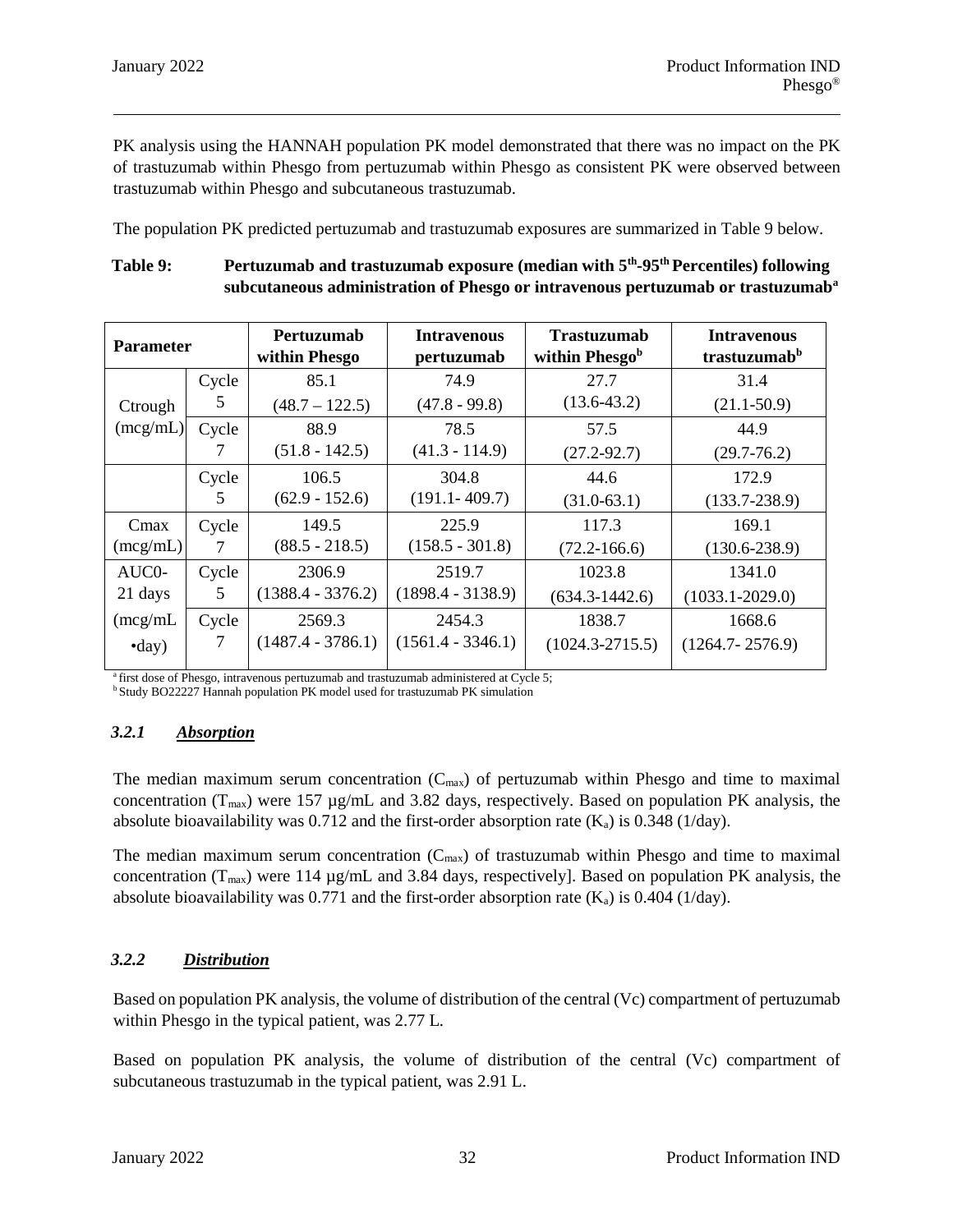PK analysis using the HANNAH population PK model demonstrated that there was no impact on the PK of trastuzumab within Phesgo from pertuzumab within Phesgo as consistent PK were observed between trastuzumab within Phesgo and subcutaneous trastuzumab.

The population PK predicted pertuzumab and trastuzumab exposures are summarized in Table 9 below.

**Table 9: Pertuzumab and trastuzumab exposure (median with 5th-95th Percentiles) following subcutaneous administration of Phesgo or intravenous pertuzumab or trastuzumab[a]**

| Parameter | | Pertuzumab within Phesgo | Intravenous pertuzumab | Trastuzumab within Phesgo[b] | Intravenous trastuzumab[b] |
|---|---|---|---|---|---|
| Ctrough (mcg/mL) | Cycle 5 | 85.1 (48.7 – 122.5) | 74.9 (47.8 - 99.8) | 27.7 (13.6-43.2) | 31.4 (21.1-50.9) |
| | Cycle 7 | 88.9 (51.8 - 142.5) | 78.5 (41.3 - 114.9) | 57.5 (27.2-92.7) | 44.9 (29.7-76.2) |
| Cmax (mcg/mL) | Cycle 5 | 106.5 (62.9 - 152.6) | 304.8 (191.1- 409.7) | 44.6 (31.0-63.1) | 172.9 (133.7-238.9) |
| | Cycle 7 | 149.5 (88.5 - 218.5) | 225.9 (158.5 - 301.8) | 117.3 (72.2-166.6) | 169.1 (130.6-238.9) |
| AUC0-21 days (mcg/mL •day) | Cycle 5 | 2306.9 (1388.4 - 3376.2) | 2519.7 (1898.4 - 3138.9) | 1023.8 (634.3-1442.6) | 1341.0 (1033.1-2029.0) |
| | Cycle 7 | 2569.3 (1487.4 - 3786.1) | 2454.3 (1561.4 - 3346.1) | 1838.7 (1024.3-2715.5) | 1668.6 (1264.7- 2576.9) |

[a] first dose of Phesgo, intravenous pertuzumab and trastuzumab administered at Cycle 5;
[b] Study BO22227 Hannah population PK model used for trastuzumab PK simulation

### *3.2.1 Absorption*

The median maximum serum concentration ($C_{max}$) of pertuzumab within Phesgo and time to maximal concentration ($T_{max}$) were 157 µg/mL and 3.82 days, respectively. Based on population PK analysis, the absolute bioavailability was 0.712 and the first-order absorption rate ($K_a$) is 0.348 (1/day).

The median maximum serum concentration ($C_{max}$) of trastuzumab within Phesgo and time to maximal concentration ($T_{max}$) were 114 µg/mL and 3.84 days, respectively]. Based on population PK analysis, the absolute bioavailability was 0.771 and the first-order absorption rate ($K_a$) is 0.404 (1/day).

### *3.2.2 Distribution*

Based on population PK analysis, the volume of distribution of the central (Vc) compartment of pertuzumab within Phesgo in the typical patient, was 2.77 L.

Based on population PK analysis, the volume of distribution of the central (Vc) compartment of subcutaneous trastuzumab in the typical patient, was 2.91 L.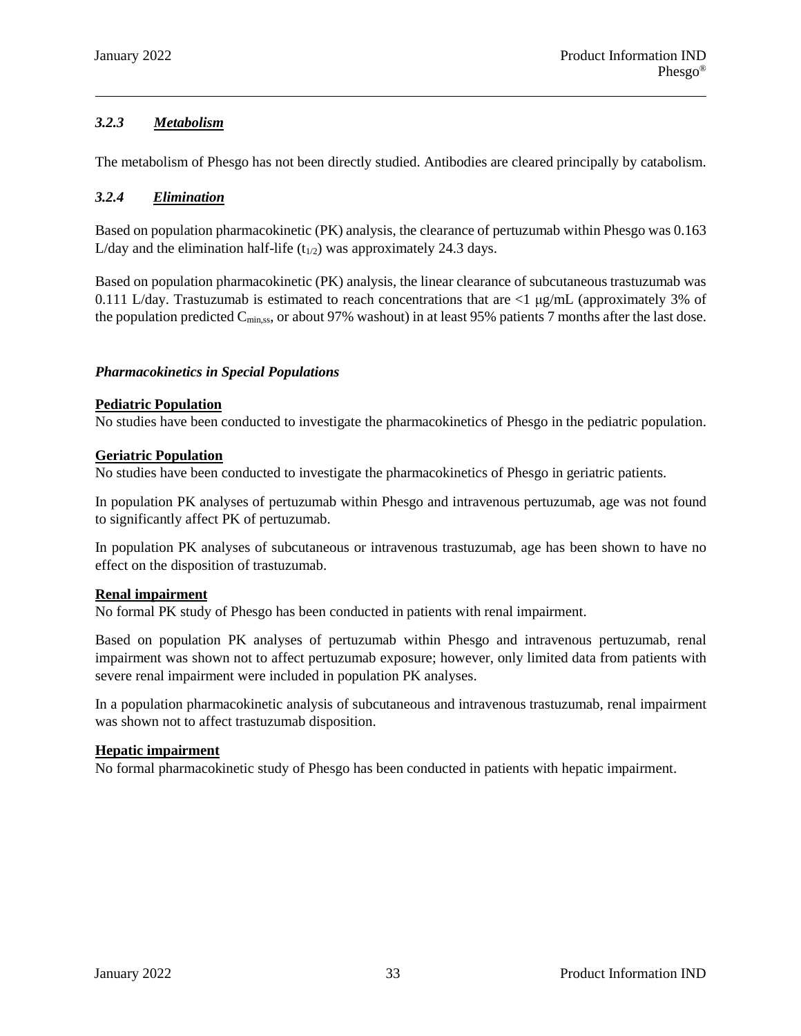### *3.2.3 Metabolism*

The metabolism of Phesgo has not been directly studied. Antibodies are cleared principally by catabolism.

### *3.2.4 Elimination*

Based on population pharmacokinetic (PK) analysis, the clearance of pertuzumab within Phesgo was 0.163 L/day and the elimination half-life ($t_{1/2}$) was approximately 24.3 days.

Based on population pharmacokinetic (PK) analysis, the linear clearance of subcutaneous trastuzumab was 0.111 L/day. Trastuzumab is estimated to reach concentrations that are <1 μg/mL (approximately 3% of the population predicted $C_{min,ss}$, or about 97% washout) in at least 95% patients 7 months after the last dose.

***Pharmacokinetics in Special Populations***

**Pediatric Population**

No studies have been conducted to investigate the pharmacokinetics of Phesgo in the pediatric population.

**Geriatric Population**

No studies have been conducted to investigate the pharmacokinetics of Phesgo in geriatric patients.

In population PK analyses of pertuzumab within Phesgo and intravenous pertuzumab, age was not found to significantly affect PK of pertuzumab.

In population PK analyses of subcutaneous or intravenous trastuzumab, age has been shown to have no effect on the disposition of trastuzumab.

**Renal impairment**

No formal PK study of Phesgo has been conducted in patients with renal impairment.

Based on population PK analyses of pertuzumab within Phesgo and intravenous pertuzumab, renal impairment was shown not to affect pertuzumab exposure; however, only limited data from patients with severe renal impairment were included in population PK analyses.

In a population pharmacokinetic analysis of subcutaneous and intravenous trastuzumab, renal impairment was shown not to affect trastuzumab disposition.

**Hepatic impairment**

No formal pharmacokinetic study of Phesgo has been conducted in patients with hepatic impairment.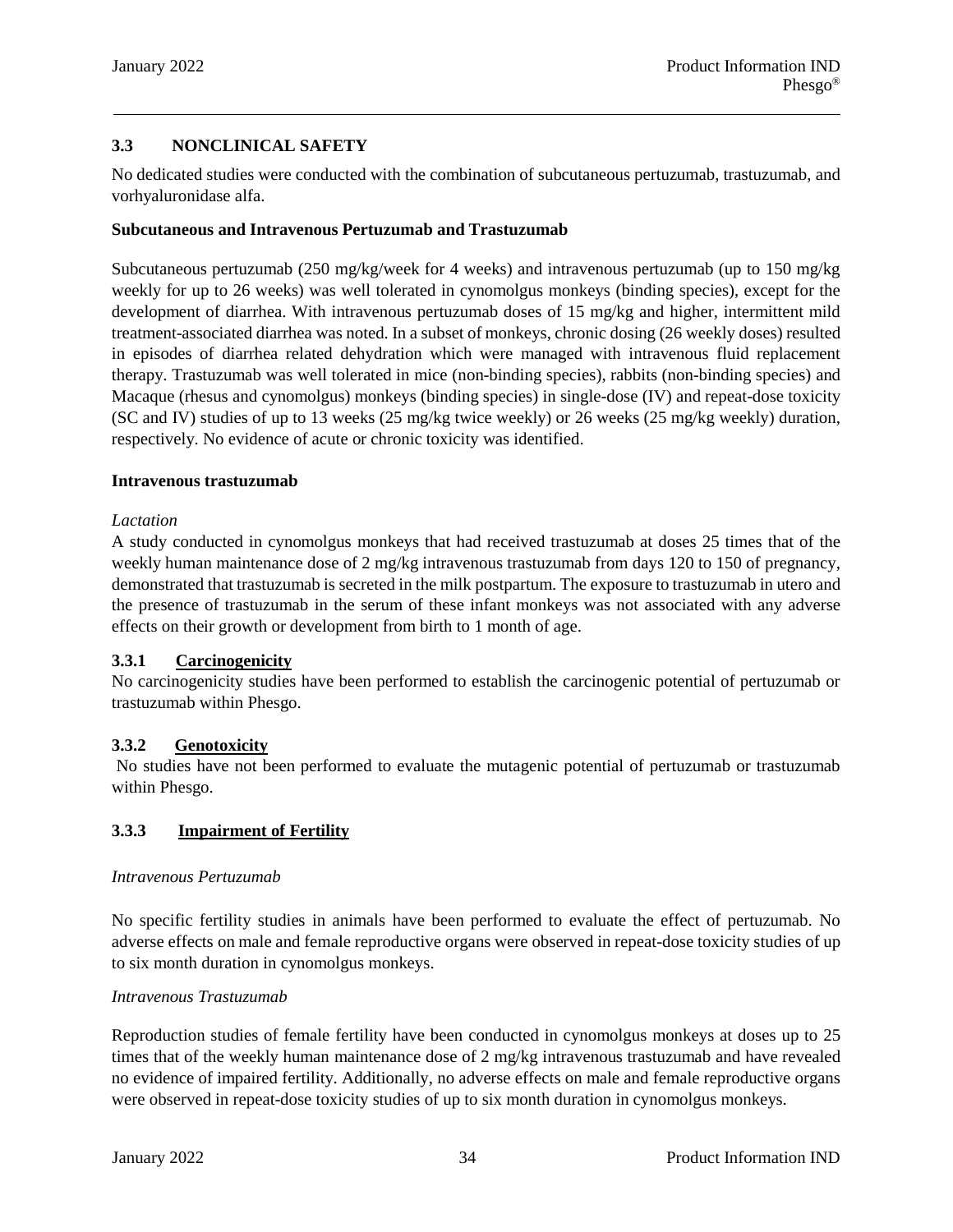## 3.3 NONCLINICAL SAFETY

No dedicated studies were conducted with the combination of subcutaneous pertuzumab, trastuzumab, and vorhyaluronidase alfa.

**Subcutaneous and Intravenous Pertuzumab and Trastuzumab**

Subcutaneous pertuzumab (250 mg/kg/week for 4 weeks) and intravenous pertuzumab (up to 150 mg/kg weekly for up to 26 weeks) was well tolerated in cynomolgus monkeys (binding species), except for the development of diarrhea. With intravenous pertuzumab doses of 15 mg/kg and higher, intermittent mild treatment-associated diarrhea was noted. In a subset of monkeys, chronic dosing (26 weekly doses) resulted in episodes of diarrhea related dehydration which were managed with intravenous fluid replacement therapy. Trastuzumab was well tolerated in mice (non-binding species), rabbits (non-binding species) and Macaque (rhesus and cynomolgus) monkeys (binding species) in single-dose (IV) and repeat-dose toxicity (SC and IV) studies of up to 13 weeks (25 mg/kg twice weekly) or 26 weeks (25 mg/kg weekly) duration, respectively. No evidence of acute or chronic toxicity was identified.

**Intravenous trastuzumab**

*Lactation*

A study conducted in cynomolgus monkeys that had received trastuzumab at doses 25 times that of the weekly human maintenance dose of 2 mg/kg intravenous trastuzumab from days 120 to 150 of pregnancy, demonstrated that trastuzumab is secreted in the milk postpartum. The exposure to trastuzumab in utero and the presence of trastuzumab in the serum of these infant monkeys was not associated with any adverse effects on their growth or development from birth to 1 month of age.

### 3.3.1 Carcinogenicity

No carcinogenicity studies have been performed to establish the carcinogenic potential of pertuzumab or trastuzumab within Phesgo.

### 3.3.2 Genotoxicity

No studies have not been performed to evaluate the mutagenic potential of pertuzumab or trastuzumab within Phesgo.

### 3.3.3 Impairment of Fertility

*Intravenous Pertuzumab*

No specific fertility studies in animals have been performed to evaluate the effect of pertuzumab. No adverse effects on male and female reproductive organs were observed in repeat-dose toxicity studies of up to six month duration in cynomolgus monkeys.

*Intravenous Trastuzumab*

Reproduction studies of female fertility have been conducted in cynomolgus monkeys at doses up to 25 times that of the weekly human maintenance dose of 2 mg/kg intravenous trastuzumab and have revealed no evidence of impaired fertility. Additionally, no adverse effects on male and female reproductive organs were observed in repeat-dose toxicity studies of up to six month duration in cynomolgus monkeys.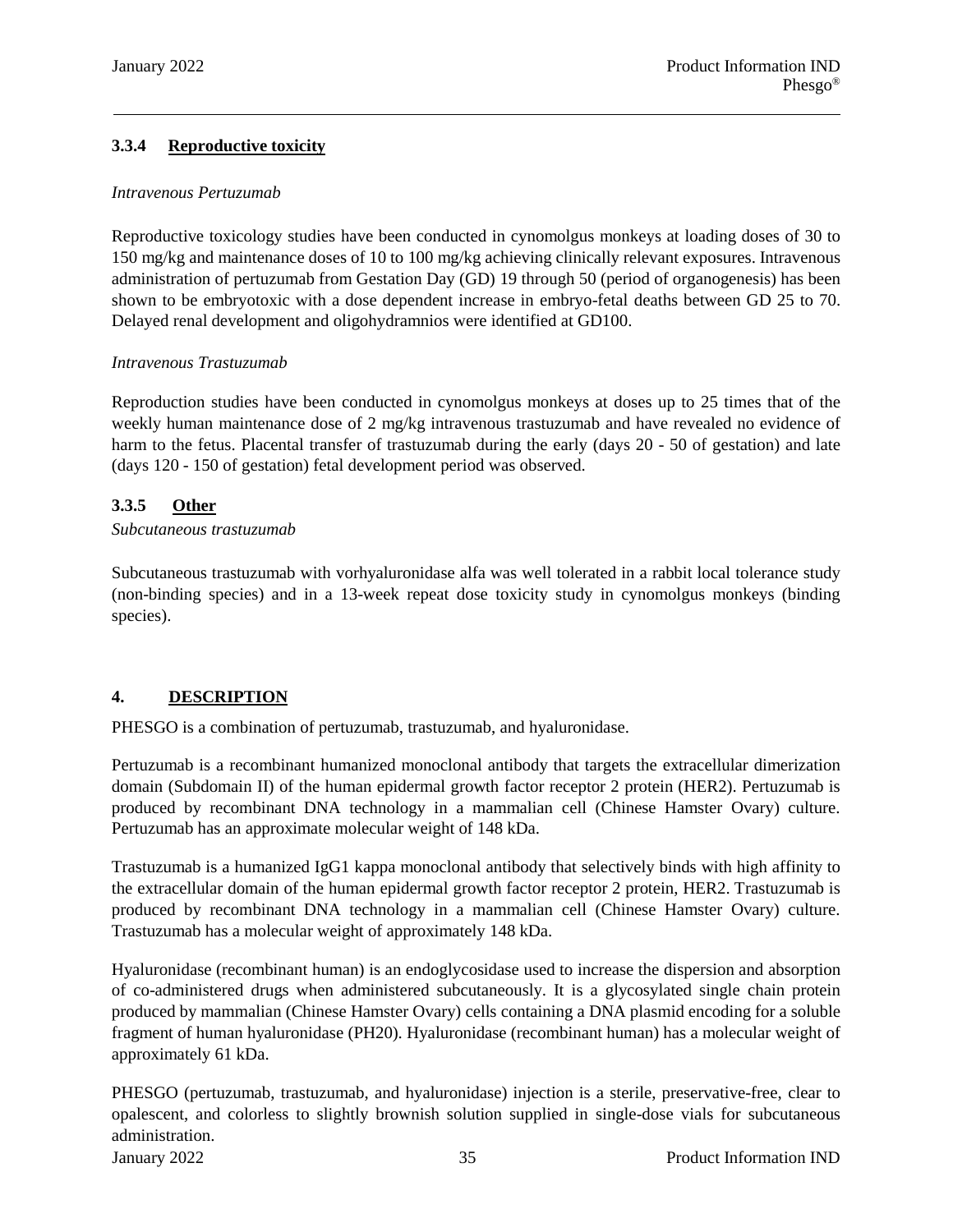### 3.3.4 Reproductive toxicity

*Intravenous Pertuzumab*

Reproductive toxicology studies have been conducted in cynomolgus monkeys at loading doses of 30 to 150 mg/kg and maintenance doses of 10 to 100 mg/kg achieving clinically relevant exposures. Intravenous administration of pertuzumab from Gestation Day (GD) 19 through 50 (period of organogenesis) has been shown to be embryotoxic with a dose dependent increase in embryo-fetal deaths between GD 25 to 70. Delayed renal development and oligohydramnios were identified at GD100.

*Intravenous Trastuzumab*

Reproduction studies have been conducted in cynomolgus monkeys at doses up to 25 times that of the weekly human maintenance dose of 2 mg/kg intravenous trastuzumab and have revealed no evidence of harm to the fetus. Placental transfer of trastuzumab during the early (days 20 - 50 of gestation) and late (days 120 - 150 of gestation) fetal development period was observed.

### 3.3.5 Other

*Subcutaneous trastuzumab*

Subcutaneous trastuzumab with vorhyaluronidase alfa was well tolerated in a rabbit local tolerance study (non-binding species) and in a 13-week repeat dose toxicity study in cynomolgus monkeys (binding species).

## 4. DESCRIPTION

PHESGO is a combination of pertuzumab, trastuzumab, and hyaluronidase.

Pertuzumab is a recombinant humanized monoclonal antibody that targets the extracellular dimerization domain (Subdomain II) of the human epidermal growth factor receptor 2 protein (HER2). Pertuzumab is produced by recombinant DNA technology in a mammalian cell (Chinese Hamster Ovary) culture. Pertuzumab has an approximate molecular weight of 148 kDa.

Trastuzumab is a humanized IgG1 kappa monoclonal antibody that selectively binds with high affinity to the extracellular domain of the human epidermal growth factor receptor 2 protein, HER2. Trastuzumab is produced by recombinant DNA technology in a mammalian cell (Chinese Hamster Ovary) culture. Trastuzumab has a molecular weight of approximately 148 kDa.

Hyaluronidase (recombinant human) is an endoglycosidase used to increase the dispersion and absorption of co-administered drugs when administered subcutaneously. It is a glycosylated single chain protein produced by mammalian (Chinese Hamster Ovary) cells containing a DNA plasmid encoding for a soluble fragment of human hyaluronidase (PH20). Hyaluronidase (recombinant human) has a molecular weight of approximately 61 kDa.

PHESGO (pertuzumab, trastuzumab, and hyaluronidase) injection is a sterile, preservative-free, clear to opalescent, and colorless to slightly brownish solution supplied in single-dose vials for subcutaneous administration.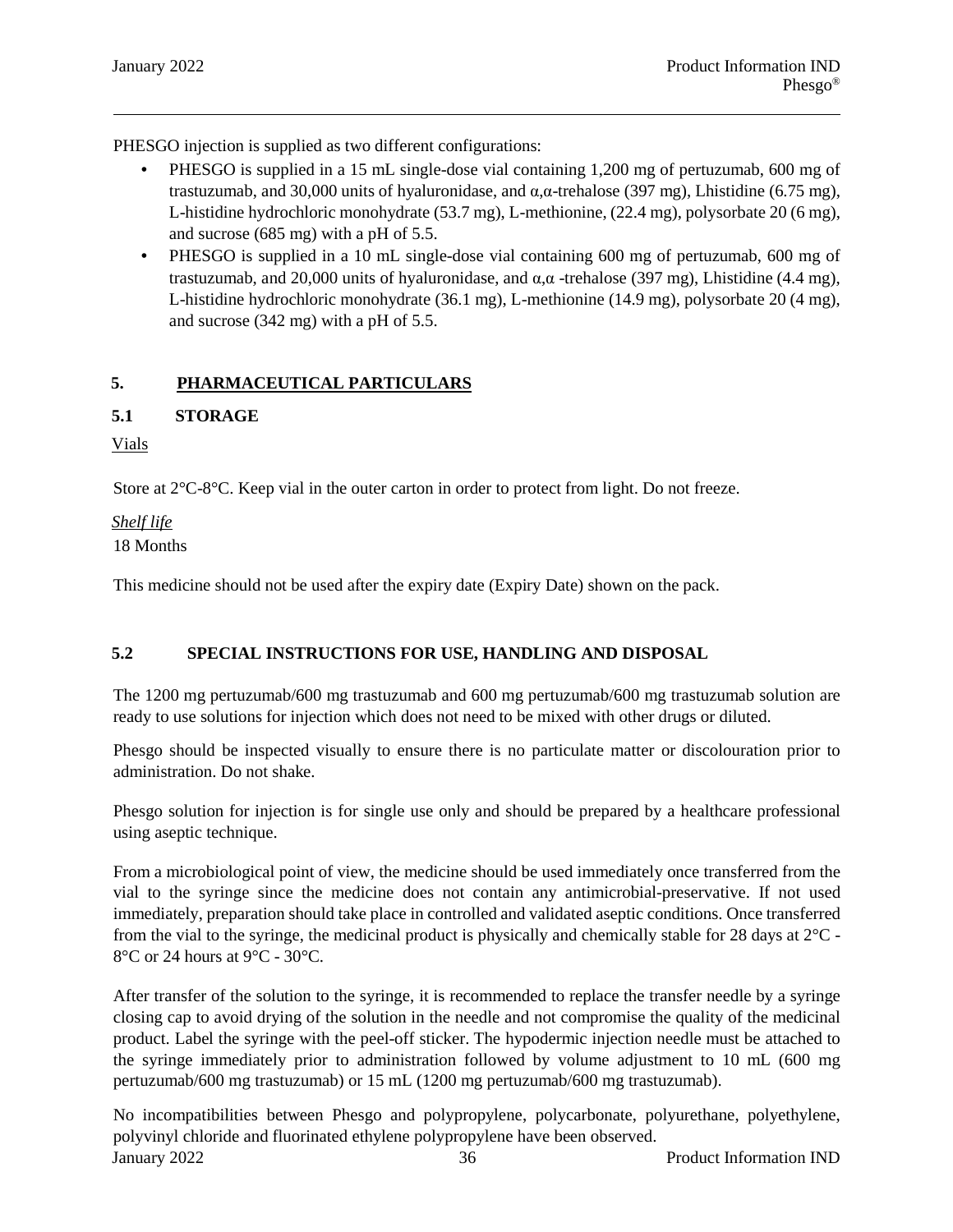PHESGO injection is supplied as two different configurations:

- PHESGO is supplied in a 15 mL single-dose vial containing 1,200 mg of pertuzumab, 600 mg of trastuzumab, and 30,000 units of hyaluronidase, and α,α-trehalose (397 mg), Lhistidine (6.75 mg), L-histidine hydrochloric monohydrate (53.7 mg), L-methionine, (22.4 mg), polysorbate 20 (6 mg), and sucrose (685 mg) with a pH of 5.5.
- PHESGO is supplied in a 10 mL single-dose vial containing 600 mg of pertuzumab, 600 mg of trastuzumab, and 20,000 units of hyaluronidase, and α,α -trehalose (397 mg), Lhistidine (4.4 mg), L-histidine hydrochloric monohydrate (36.1 mg), L-methionine (14.9 mg), polysorbate 20 (4 mg), and sucrose (342 mg) with a pH of 5.5.

## 5. PHARMACEUTICAL PARTICULARS

### 5.1 STORAGE

Vials

Store at 2°C-8°C. Keep vial in the outer carton in order to protect from light. Do not freeze.

*Shelf life*

18 Months

This medicine should not be used after the expiry date (Expiry Date) shown on the pack.

### 5.2 SPECIAL INSTRUCTIONS FOR USE, HANDLING AND DISPOSAL

The 1200 mg pertuzumab/600 mg trastuzumab and 600 mg pertuzumab/600 mg trastuzumab solution are ready to use solutions for injection which does not need to be mixed with other drugs or diluted.

Phesgo should be inspected visually to ensure there is no particulate matter or discolouration prior to administration. Do not shake.

Phesgo solution for injection is for single use only and should be prepared by a healthcare professional using aseptic technique.

From a microbiological point of view, the medicine should be used immediately once transferred from the vial to the syringe since the medicine does not contain any antimicrobial-preservative. If not used immediately, preparation should take place in controlled and validated aseptic conditions. Once transferred from the vial to the syringe, the medicinal product is physically and chemically stable for 28 days at 2°C - 8°C or 24 hours at 9°C - 30°C.

After transfer of the solution to the syringe, it is recommended to replace the transfer needle by a syringe closing cap to avoid drying of the solution in the needle and not compromise the quality of the medicinal product. Label the syringe with the peel-off sticker. The hypodermic injection needle must be attached to the syringe immediately prior to administration followed by volume adjustment to 10 mL (600 mg pertuzumab/600 mg trastuzumab) or 15 mL (1200 mg pertuzumab/600 mg trastuzumab).

No incompatibilities between Phesgo and polypropylene, polycarbonate, polyurethane, polyethylene, polyvinyl chloride and fluorinated ethylene polypropylene have been observed.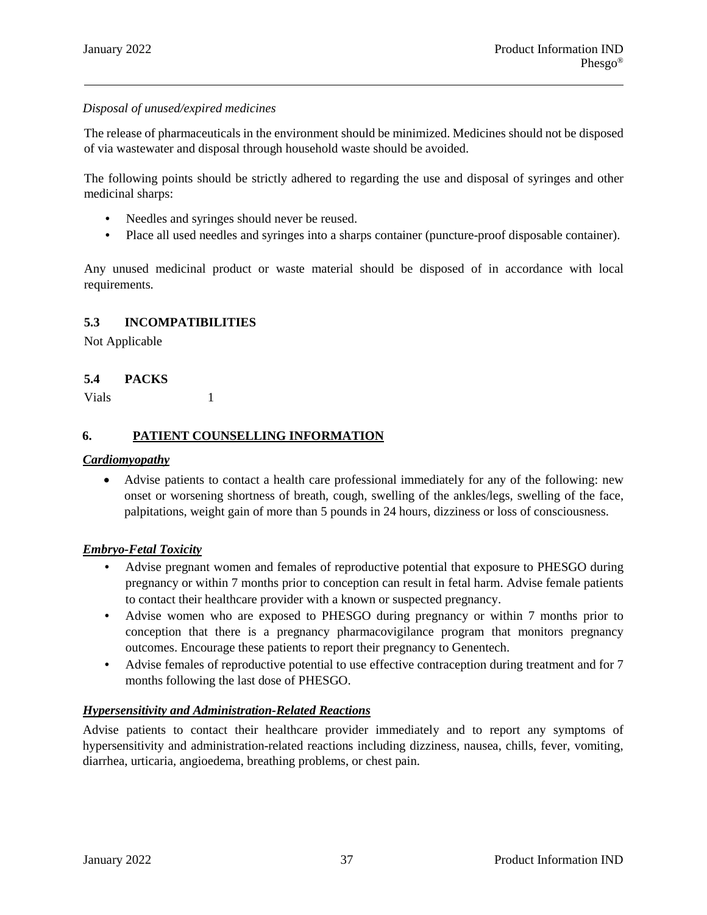*Disposal of unused/expired medicines*

The release of pharmaceuticals in the environment should be minimized. Medicines should not be disposed of via wastewater and disposal through household waste should be avoided.

The following points should be strictly adhered to regarding the use and disposal of syringes and other medicinal sharps:

- Needles and syringes should never be reused.
- Place all used needles and syringes into a sharps container (puncture-proof disposable container).

Any unused medicinal product or waste material should be disposed of in accordance with local requirements.

### 5.3 INCOMPATIBILITIES

Not Applicable

### 5.4 PACKS

Vials 1

## 6. PATIENT COUNSELLING INFORMATION

***Cardiomyopathy***

- Advise patients to contact a health care professional immediately for any of the following: new onset or worsening shortness of breath, cough, swelling of the ankles/legs, swelling of the face, palpitations, weight gain of more than 5 pounds in 24 hours, dizziness or loss of consciousness.

***Embryo-Fetal Toxicity***

- Advise pregnant women and females of reproductive potential that exposure to PHESGO during pregnancy or within 7 months prior to conception can result in fetal harm. Advise female patients to contact their healthcare provider with a known or suspected pregnancy.
- Advise women who are exposed to PHESGO during pregnancy or within 7 months prior to conception that there is a pregnancy pharmacovigilance program that monitors pregnancy outcomes. Encourage these patients to report their pregnancy to Genentech.
- Advise females of reproductive potential to use effective contraception during treatment and for 7 months following the last dose of PHESGO.

***Hypersensitivity and Administration-Related Reactions***

Advise patients to contact their healthcare provider immediately and to report any symptoms of hypersensitivity and administration-related reactions including dizziness, nausea, chills, fever, vomiting, diarrhea, urticaria, angioedema, breathing problems, or chest pain.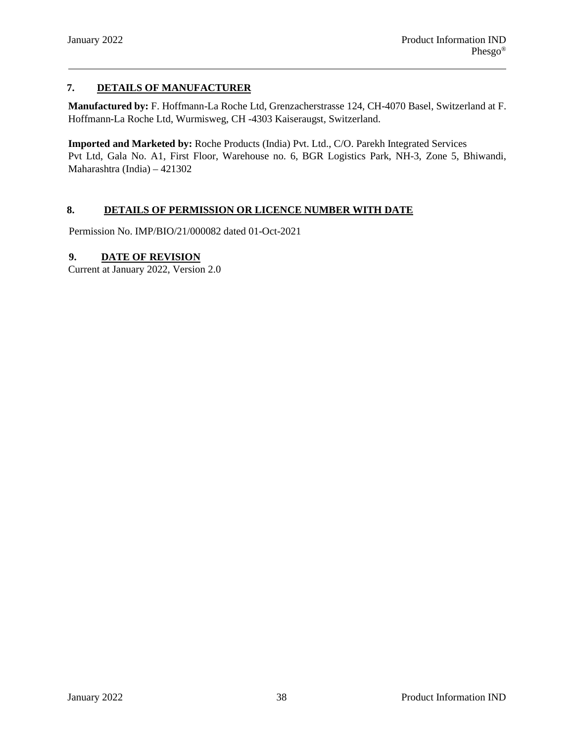## 7. DETAILS OF MANUFACTURER

**Manufactured by:** F. Hoffmann-La Roche Ltd, Grenzacherstrasse 124, CH-4070 Basel, Switzerland at F. Hoffmann-La Roche Ltd, Wurmisweg, CH -4303 Kaiseraugst, Switzerland.

**Imported and Marketed by:** Roche Products (India) Pvt. Ltd., C/O. Parekh Integrated Services Pvt Ltd, Gala No. A1, First Floor, Warehouse no. 6, BGR Logistics Park, NH-3, Zone 5, Bhiwandi, Maharashtra (India) – 421302

## 8. DETAILS OF PERMISSION OR LICENCE NUMBER WITH DATE

Permission No. IMP/BIO/21/000082 dated 01-Oct-2021

## 9. DATE OF REVISION

Current at January 2022, Version 2.0